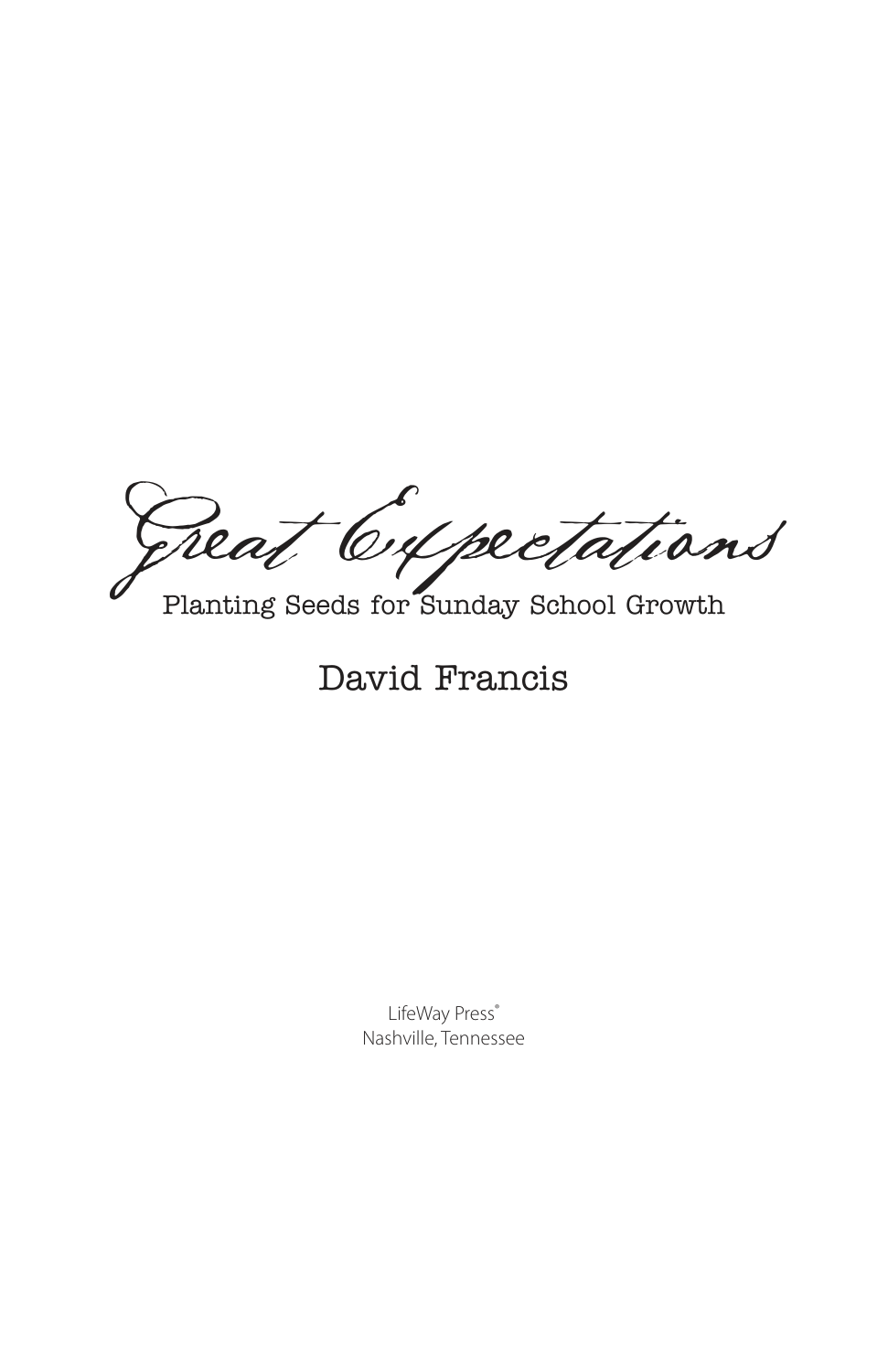# Great Expectations

## Planting Seeds for Sunday School Growth

David Francis

LifeWay Press®
Nashville, Tennessee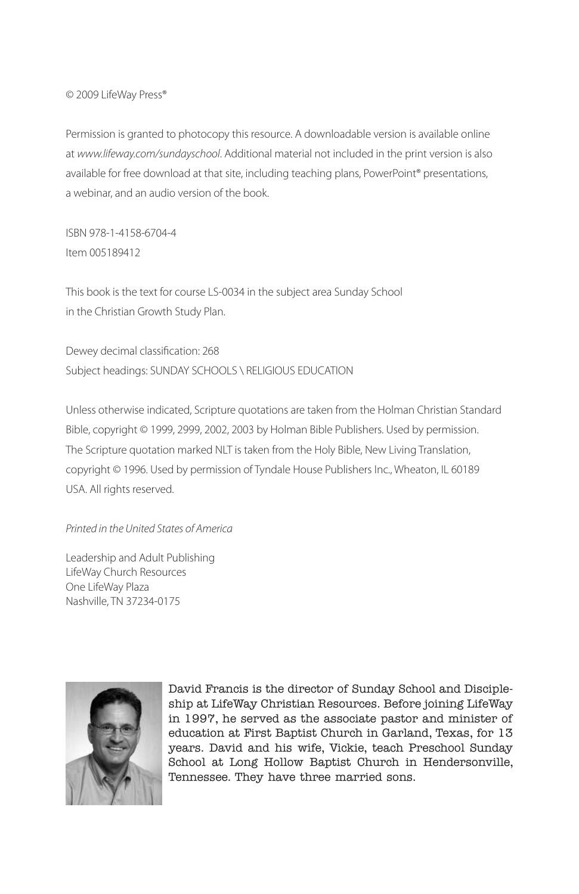© 2009 LifeWay Press®

Permission is granted to photocopy this resource. A downloadable version is available online at *www.lifeway.com/sundayschool*. Additional material not included in the print version is also available for free download at that site, including teaching plans, PowerPoint® presentations, a webinar, and an audio version of the book.

ISBN 978-1-4158-6704-4
Item 005189412

This book is the text for course LS-0034 in the subject area Sunday School in the Christian Growth Study Plan.

Dewey decimal classification: 268
Subject headings: SUNDAY SCHOOLS \ RELIGIOUS EDUCATION

Unless otherwise indicated, Scripture quotations are taken from the Holman Christian Standard Bible, copyright © 1999, 2999, 2002, 2003 by Holman Bible Publishers. Used by permission. The Scripture quotation marked NLT is taken from the Holy Bible, New Living Translation, copyright © 1996. Used by permission of Tyndale House Publishers Inc., Wheaton, IL 60189 USA. All rights reserved.

*Printed in the United States of America*

Leadership and Adult Publishing
LifeWay Church Resources
One LifeWay Plaza
Nashville, TN 37234-0175

David Francis is the director of Sunday School and Discipleship at LifeWay Christian Resources. Before joining LifeWay in 1997, he served as the associate pastor and minister of education at First Baptist Church in Garland, Texas, for 13 years. David and his wife, Vickie, teach Preschool Sunday School at Long Hollow Baptist Church in Hendersonville, Tennessee. They have three married sons.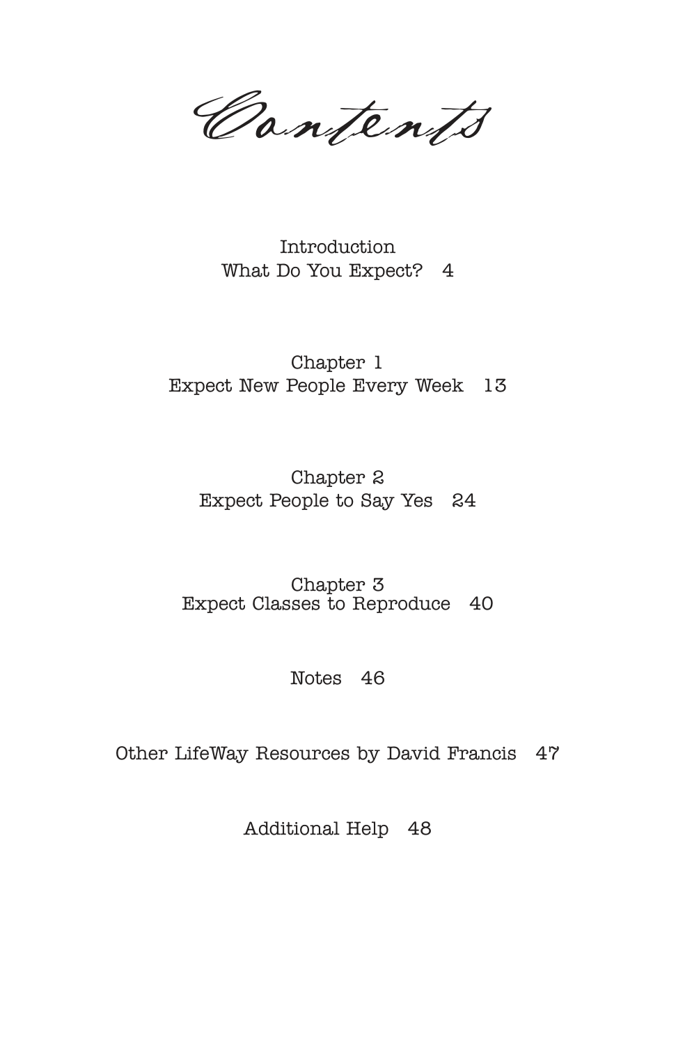# Contents

Introduction
What Do You Expect? 4

Chapter 1
Expect New People Every Week 13

Chapter 2
Expect People to Say Yes 24

Chapter 3
Expect Classes to Reproduce 40

Notes 46

Other LifeWay Resources by David Francis 47

Additional Help 48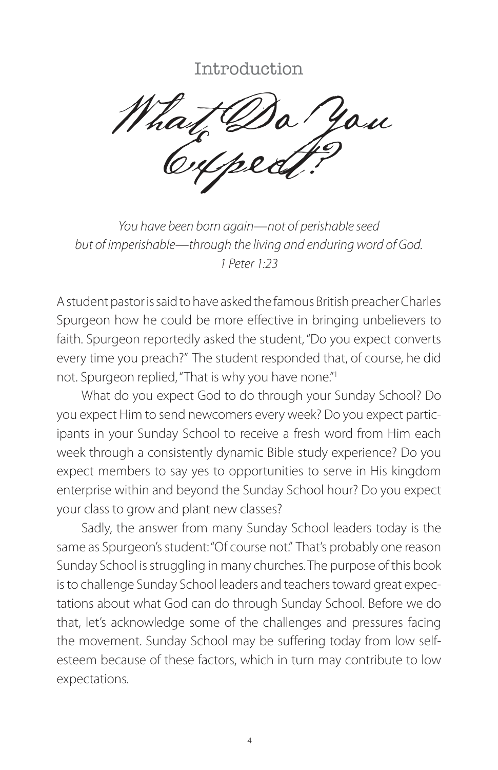## Introduction

# What Do You Expect?

*You have been born again—not of perishable seed*
*but of imperishable—through the living and enduring word of God.*
*1 Peter 1:23*

A student pastor is said to have asked the famous British preacher Charles Spurgeon how he could be more effective in bringing unbelievers to faith. Spurgeon reportedly asked the student, "Do you expect converts every time you preach?" The student responded that, of course, he did not. Spurgeon replied, "That is why you have none."[1]

What do you expect God to do through your Sunday School? Do you expect Him to send newcomers every week? Do you expect participants in your Sunday School to receive a fresh word from Him each week through a consistently dynamic Bible study experience? Do you expect members to say yes to opportunities to serve in His kingdom enterprise within and beyond the Sunday School hour? Do you expect your class to grow and plant new classes?

Sadly, the answer from many Sunday School leaders today is the same as Spurgeon's student: "Of course not." That's probably one reason Sunday School is struggling in many churches. The purpose of this book is to challenge Sunday School leaders and teachers toward great expectations about what God can do through Sunday School. Before we do that, let's acknowledge some of the challenges and pressures facing the movement. Sunday School may be suffering today from low self-esteem because of these factors, which in turn may contribute to low expectations.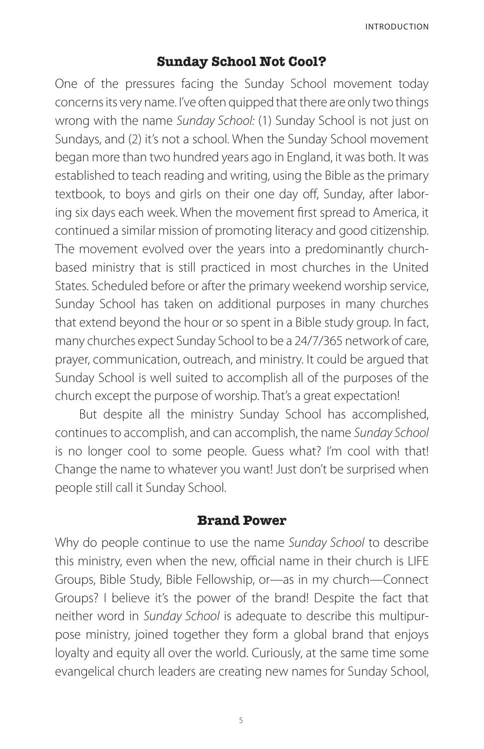## Sunday School Not Cool?

One of the pressures facing the Sunday School movement today concerns its very name. I've often quipped that there are only two things wrong with the name *Sunday School:* (1) Sunday School is not just on Sundays, and (2) it's not a school. When the Sunday School movement began more than two hundred years ago in England, it was both. It was established to teach reading and writing, using the Bible as the primary textbook, to boys and girls on their one day off, Sunday, after laboring six days each week. When the movement first spread to America, it continued a similar mission of promoting literacy and good citizenship. The movement evolved over the years into a predominantly church-based ministry that is still practiced in most churches in the United States. Scheduled before or after the primary weekend worship service, Sunday School has taken on additional purposes in many churches that extend beyond the hour or so spent in a Bible study group. In fact, many churches expect Sunday School to be a 24/7/365 network of care, prayer, communication, outreach, and ministry. It could be argued that Sunday School is well suited to accomplish all of the purposes of the church except the purpose of worship. That's a great expectation!

But despite all the ministry Sunday School has accomplished, continues to accomplish, and can accomplish, the name *Sunday School* is no longer cool to some people. Guess what? I'm cool with that! Change the name to whatever you want! Just don't be surprised when people still call it Sunday School.

## Brand Power

Why do people continue to use the name *Sunday School* to describe this ministry, even when the new, official name in their church is LIFE Groups, Bible Study, Bible Fellowship, or—as in my church—Connect Groups? I believe it's the power of the brand! Despite the fact that neither word in *Sunday School* is adequate to describe this multipurpose ministry, joined together they form a global brand that enjoys loyalty and equity all over the world. Curiously, at the same time some evangelical church leaders are creating new names for Sunday School,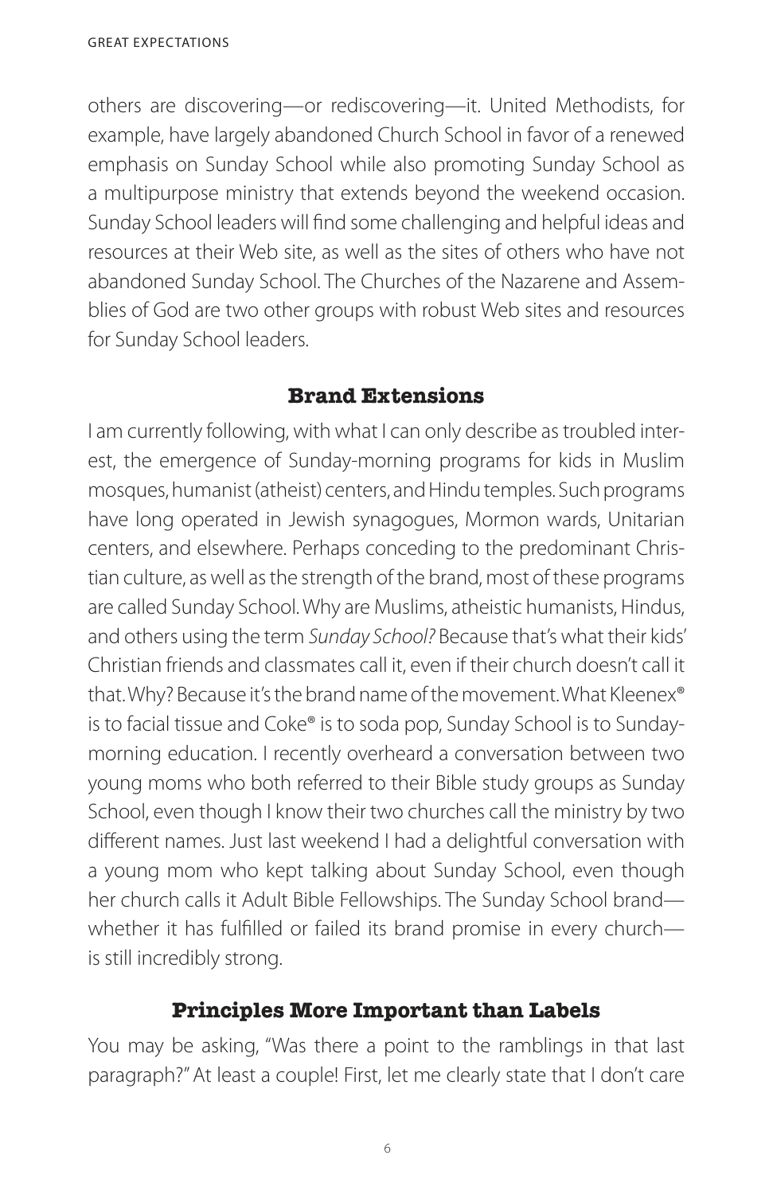others are discovering—or rediscovering—it. United Methodists, for example, have largely abandoned Church School in favor of a renewed emphasis on Sunday School while also promoting Sunday School as a multipurpose ministry that extends beyond the weekend occasion. Sunday School leaders will find some challenging and helpful ideas and resources at their Web site, as well as the sites of others who have not abandoned Sunday School. The Churches of the Nazarene and Assemblies of God are two other groups with robust Web sites and resources for Sunday School leaders.

## Brand Extensions

I am currently following, with what I can only describe as troubled interest, the emergence of Sunday-morning programs for kids in Muslim mosques, humanist (atheist) centers, and Hindu temples. Such programs have long operated in Jewish synagogues, Mormon wards, Unitarian centers, and elsewhere. Perhaps conceding to the predominant Christian culture, as well as the strength of the brand, most of these programs are called Sunday School. Why are Muslims, atheistic humanists, Hindus, and others using the term *Sunday School?* Because that's what their kids' Christian friends and classmates call it, even if their church doesn't call it that. Why? Because it's the brand name of the movement. What Kleenex® is to facial tissue and Coke® is to soda pop, Sunday School is to Sunday-morning education. I recently overheard a conversation between two young moms who both referred to their Bible study groups as Sunday School, even though I know their two churches call the ministry by two different names. Just last weekend I had a delightful conversation with a young mom who kept talking about Sunday School, even though her church calls it Adult Bible Fellowships. The Sunday School brand—whether it has fulfilled or failed its brand promise in every church—is still incredibly strong.

## Principles More Important than Labels

You may be asking, "Was there a point to the ramblings in that last paragraph?" At least a couple! First, let me clearly state that I don't care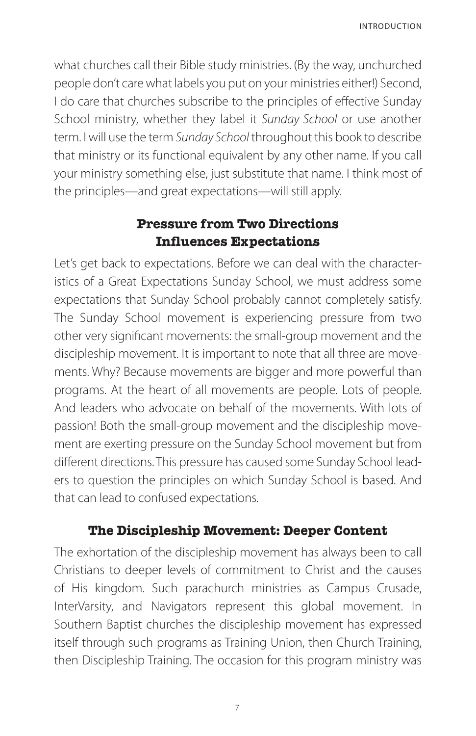what churches call their Bible study ministries. (By the way, unchurched people don't care what labels you put on your ministries either!) Second, I do care that churches subscribe to the principles of effective Sunday School ministry, whether they label it *Sunday School* or use another term. I will use the term *Sunday School* throughout this book to describe that ministry or its functional equivalent by any other name. If you call your ministry something else, just substitute that name. I think most of the principles—and great expectations—will still apply.

## Pressure from Two Directions Influences Expectations

Let's get back to expectations. Before we can deal with the characteristics of a Great Expectations Sunday School, we must address some expectations that Sunday School probably cannot completely satisfy. The Sunday School movement is experiencing pressure from two other very significant movements: the small-group movement and the discipleship movement. It is important to note that all three are movements. Why? Because movements are bigger and more powerful than programs. At the heart of all movements are people. Lots of people. And leaders who advocate on behalf of the movements. With lots of passion! Both the small-group movement and the discipleship movement are exerting pressure on the Sunday School movement but from different directions. This pressure has caused some Sunday School leaders to question the principles on which Sunday School is based. And that can lead to confused expectations.

## The Discipleship Movement: Deeper Content

The exhortation of the discipleship movement has always been to call Christians to deeper levels of commitment to Christ and the causes of His kingdom. Such parachurch ministries as Campus Crusade, InterVarsity, and Navigators represent this global movement. In Southern Baptist churches the discipleship movement has expressed itself through such programs as Training Union, then Church Training, then Discipleship Training. The occasion for this program ministry was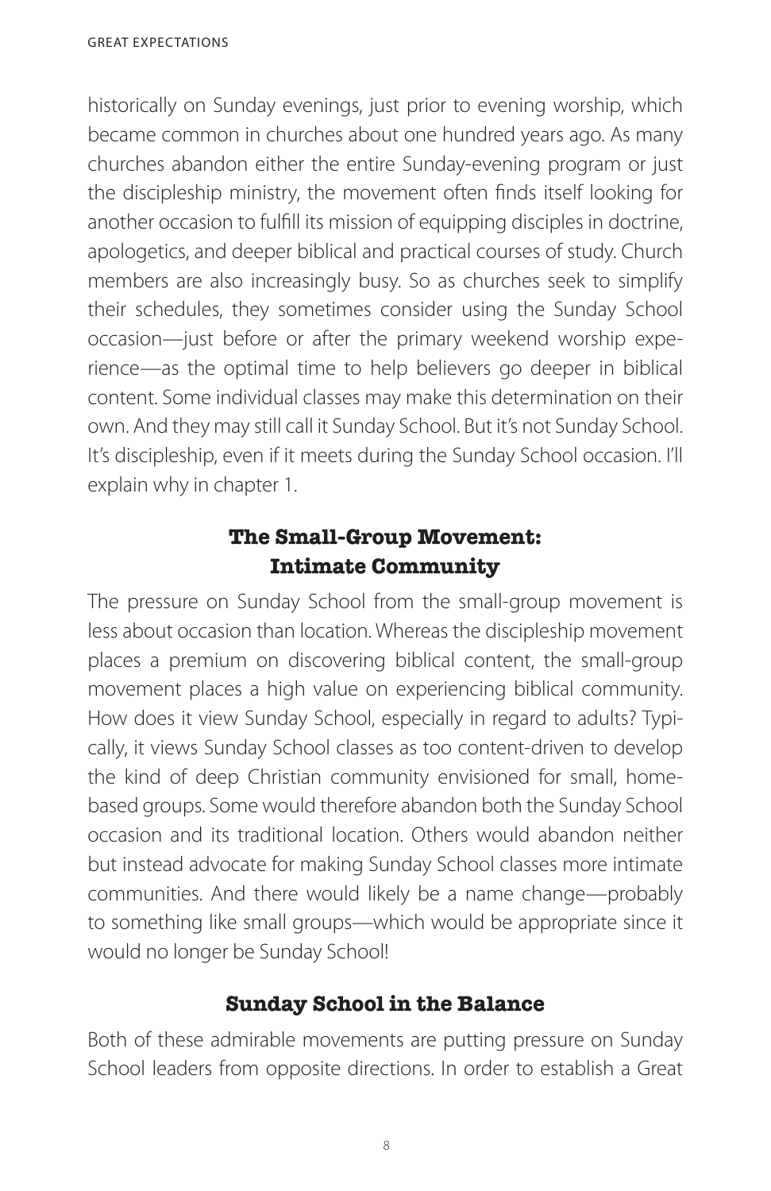historically on Sunday evenings, just prior to evening worship, which became common in churches about one hundred years ago. As many churches abandon either the entire Sunday-evening program or just the discipleship ministry, the movement often finds itself looking for another occasion to fulfill its mission of equipping disciples in doctrine, apologetics, and deeper biblical and practical courses of study. Church members are also increasingly busy. So as churches seek to simplify their schedules, they sometimes consider using the Sunday School occasion—just before or after the primary weekend worship experience—as the optimal time to help believers go deeper in biblical content. Some individual classes may make this determination on their own. And they may still call it Sunday School. But it's not Sunday School. It's discipleship, even if it meets during the Sunday School occasion. I'll explain why in chapter 1.

### The Small-Group Movement: Intimate Community

The pressure on Sunday School from the small-group movement is less about occasion than location. Whereas the discipleship movement places a premium on discovering biblical content, the small-group movement places a high value on experiencing biblical community. How does it view Sunday School, especially in regard to adults? Typically, it views Sunday School classes as too content-driven to develop the kind of deep Christian community envisioned for small, home-based groups. Some would therefore abandon both the Sunday School occasion and its traditional location. Others would abandon neither but instead advocate for making Sunday School classes more intimate communities. And there would likely be a name change—probably to something like small groups—which would be appropriate since it would no longer be Sunday School!

### Sunday School in the Balance

Both of these admirable movements are putting pressure on Sunday School leaders from opposite directions. In order to establish a Great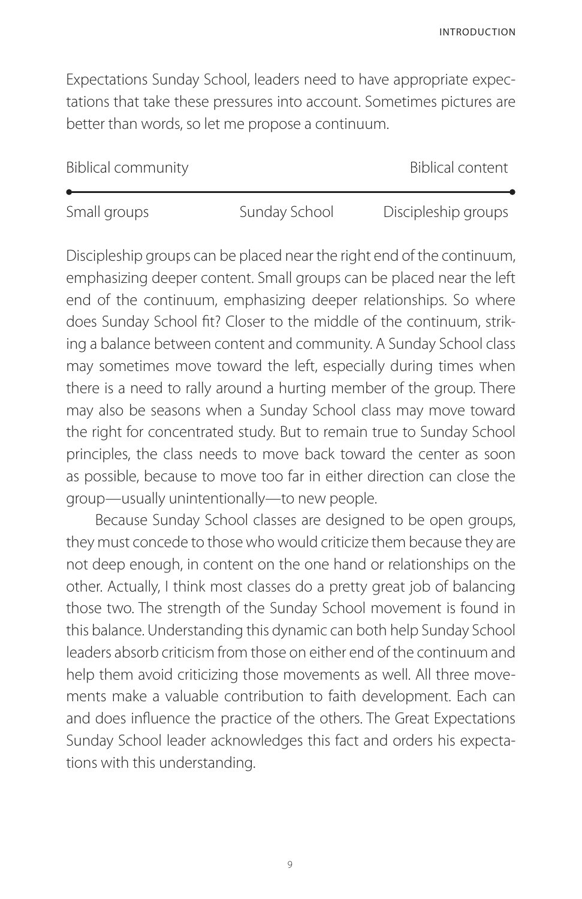Expectations Sunday School, leaders need to have appropriate expectations that take these pressures into account. Sometimes pictures are better than words, so let me propose a continuum.

| Biblical community | | Biblical content |
|---|---|---|
| Small groups | Sunday School | Discipleship groups |

Discipleship groups can be placed near the right end of the continuum, emphasizing deeper content. Small groups can be placed near the left end of the continuum, emphasizing deeper relationships. So where does Sunday School fit? Closer to the middle of the continuum, striking a balance between content and community. A Sunday School class may sometimes move toward the left, especially during times when there is a need to rally around a hurting member of the group. There may also be seasons when a Sunday School class may move toward the right for concentrated study. But to remain true to Sunday School principles, the class needs to move back toward the center as soon as possible, because to move too far in either direction can close the group—usually unintentionally—to new people.

Because Sunday School classes are designed to be open groups, they must concede to those who would criticize them because they are not deep enough, in content on the one hand or relationships on the other. Actually, I think most classes do a pretty great job of balancing those two. The strength of the Sunday School movement is found in this balance. Understanding this dynamic can both help Sunday School leaders absorb criticism from those on either end of the continuum and help them avoid criticizing those movements as well. All three movements make a valuable contribution to faith development. Each can and does influence the practice of the others. The Great Expectations Sunday School leader acknowledges this fact and orders his expectations with this understanding.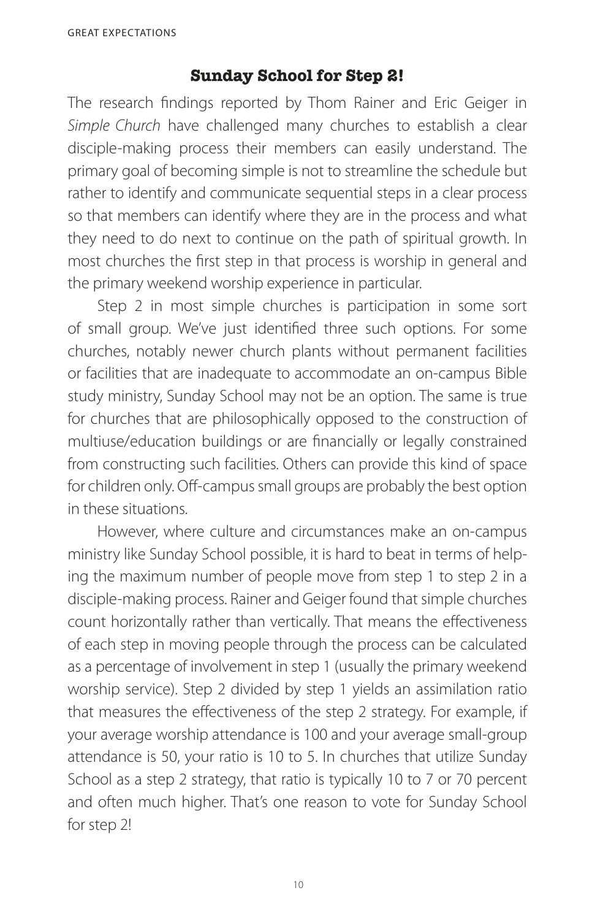## Sunday School for Step 2!

The research findings reported by Thom Rainer and Eric Geiger in *Simple Church* have challenged many churches to establish a clear disciple-making process their members can easily understand. The primary goal of becoming simple is not to streamline the schedule but rather to identify and communicate sequential steps in a clear process so that members can identify where they are in the process and what they need to do next to continue on the path of spiritual growth. In most churches the first step in that process is worship in general and the primary weekend worship experience in particular.

Step 2 in most simple churches is participation in some sort of small group. We've just identified three such options. For some churches, notably newer church plants without permanent facilities or facilities that are inadequate to accommodate an on-campus Bible study ministry, Sunday School may not be an option. The same is true for churches that are philosophically opposed to the construction of multiuse/education buildings or are financially or legally constrained from constructing such facilities. Others can provide this kind of space for children only. Off-campus small groups are probably the best option in these situations.

However, where culture and circumstances make an on-campus ministry like Sunday School possible, it is hard to beat in terms of helping the maximum number of people move from step 1 to step 2 in a disciple-making process. Rainer and Geiger found that simple churches count horizontally rather than vertically. That means the effectiveness of each step in moving people through the process can be calculated as a percentage of involvement in step 1 (usually the primary weekend worship service). Step 2 divided by step 1 yields an assimilation ratio that measures the effectiveness of the step 2 strategy. For example, if your average worship attendance is 100 and your average small-group attendance is 50, your ratio is 10 to 5. In churches that utilize Sunday School as a step 2 strategy, that ratio is typically 10 to 7 or 70 percent and often much higher. That's one reason to vote for Sunday School for step 2!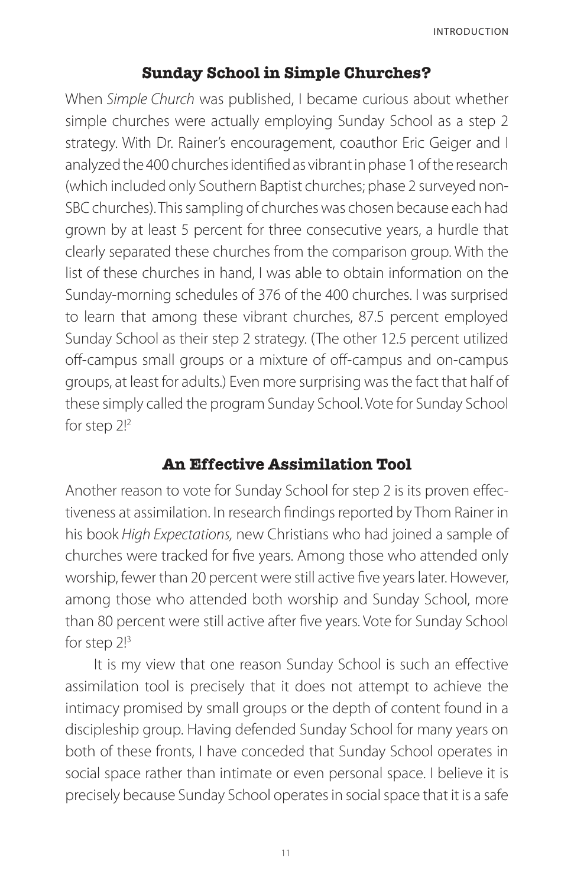## Sunday School in Simple Churches?

When *Simple Church* was published, I became curious about whether simple churches were actually employing Sunday School as a step 2 strategy. With Dr. Rainer's encouragement, coauthor Eric Geiger and I analyzed the 400 churches identified as vibrant in phase 1 of the research (which included only Southern Baptist churches; phase 2 surveyed non-SBC churches). This sampling of churches was chosen because each had grown by at least 5 percent for three consecutive years, a hurdle that clearly separated these churches from the comparison group. With the list of these churches in hand, I was able to obtain information on the Sunday-morning schedules of 376 of the 400 churches. I was surprised to learn that among these vibrant churches, 87.5 percent employed Sunday School as their step 2 strategy. (The other 12.5 percent utilized off-campus small groups or a mixture of off-campus and on-campus groups, at least for adults.) Even more surprising was the fact that half of these simply called the program Sunday School. Vote for Sunday School for step 2![2]

## An Effective Assimilation Tool

Another reason to vote for Sunday School for step 2 is its proven effectiveness at assimilation. In research findings reported by Thom Rainer in his book *High Expectations,* new Christians who had joined a sample of churches were tracked for five years. Among those who attended only worship, fewer than 20 percent were still active five years later. However, among those who attended both worship and Sunday School, more than 80 percent were still active after five years. Vote for Sunday School for step 2![3]

It is my view that one reason Sunday School is such an effective assimilation tool is precisely that it does not attempt to achieve the intimacy promised by small groups or the depth of content found in a discipleship group. Having defended Sunday School for many years on both of these fronts, I have conceded that Sunday School operates in social space rather than intimate or even personal space. I believe it is precisely because Sunday School operates in social space that it is a safe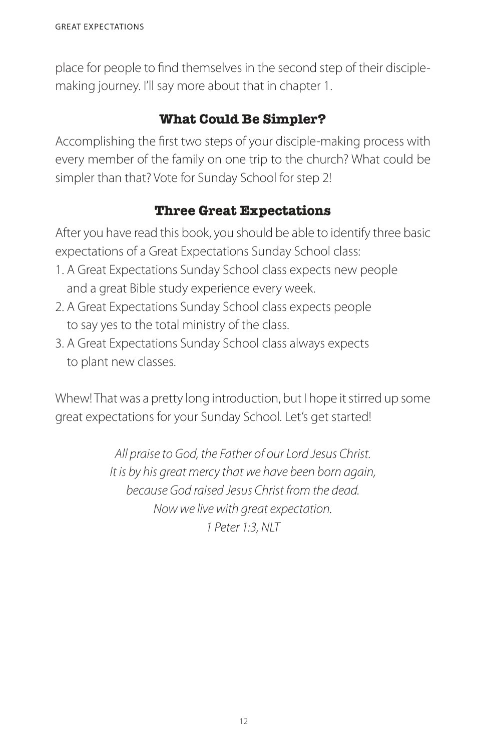place for people to find themselves in the second step of their disciple-making journey. I'll say more about that in chapter 1.

## What Could Be Simpler?

Accomplishing the first two steps of your disciple-making process with every member of the family on one trip to the church? What could be simpler than that? Vote for Sunday School for step 2!

## Three Great Expectations

After you have read this book, you should be able to identify three basic expectations of a Great Expectations Sunday School class:

1. A Great Expectations Sunday School class expects new people and a great Bible study experience every week.
2. A Great Expectations Sunday School class expects people to say yes to the total ministry of the class.
3. A Great Expectations Sunday School class always expects to plant new classes.

Whew! That was a pretty long introduction, but I hope it stirred up some great expectations for your Sunday School. Let's get started!

*All praise to God, the Father of our Lord Jesus Christ.*
*It is by his great mercy that we have been born again,*
*because God raised Jesus Christ from the dead.*
*Now we live with great expectation.*
*1 Peter 1:3, NLT*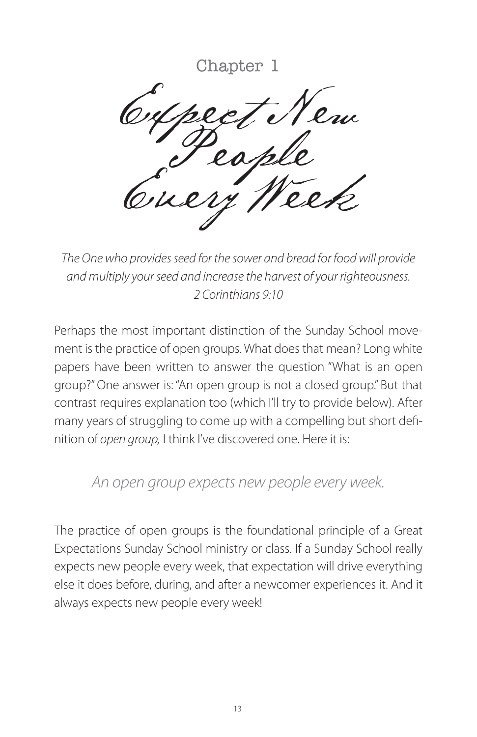Chapter 1

# Expect New People Every Week

*The One who provides seed for the sower and bread for food will provide and multiply your seed and increase the harvest of your righteousness.*
*2 Corinthians 9:10*

Perhaps the most important distinction of the Sunday School movement is the practice of open groups. What does that mean? Long white papers have been written to answer the question "What is an open group?" One answer is: "An open group is not a closed group." But that contrast requires explanation too (which I'll try to provide below). After many years of struggling to come up with a compelling but short definition of *open group,* I think I've discovered one. Here it is:

*An open group expects new people every week.*

The practice of open groups is the foundational principle of a Great Expectations Sunday School ministry or class. If a Sunday School really expects new people every week, that expectation will drive everything else it does before, during, and after a newcomer experiences it. And it always expects new people every week!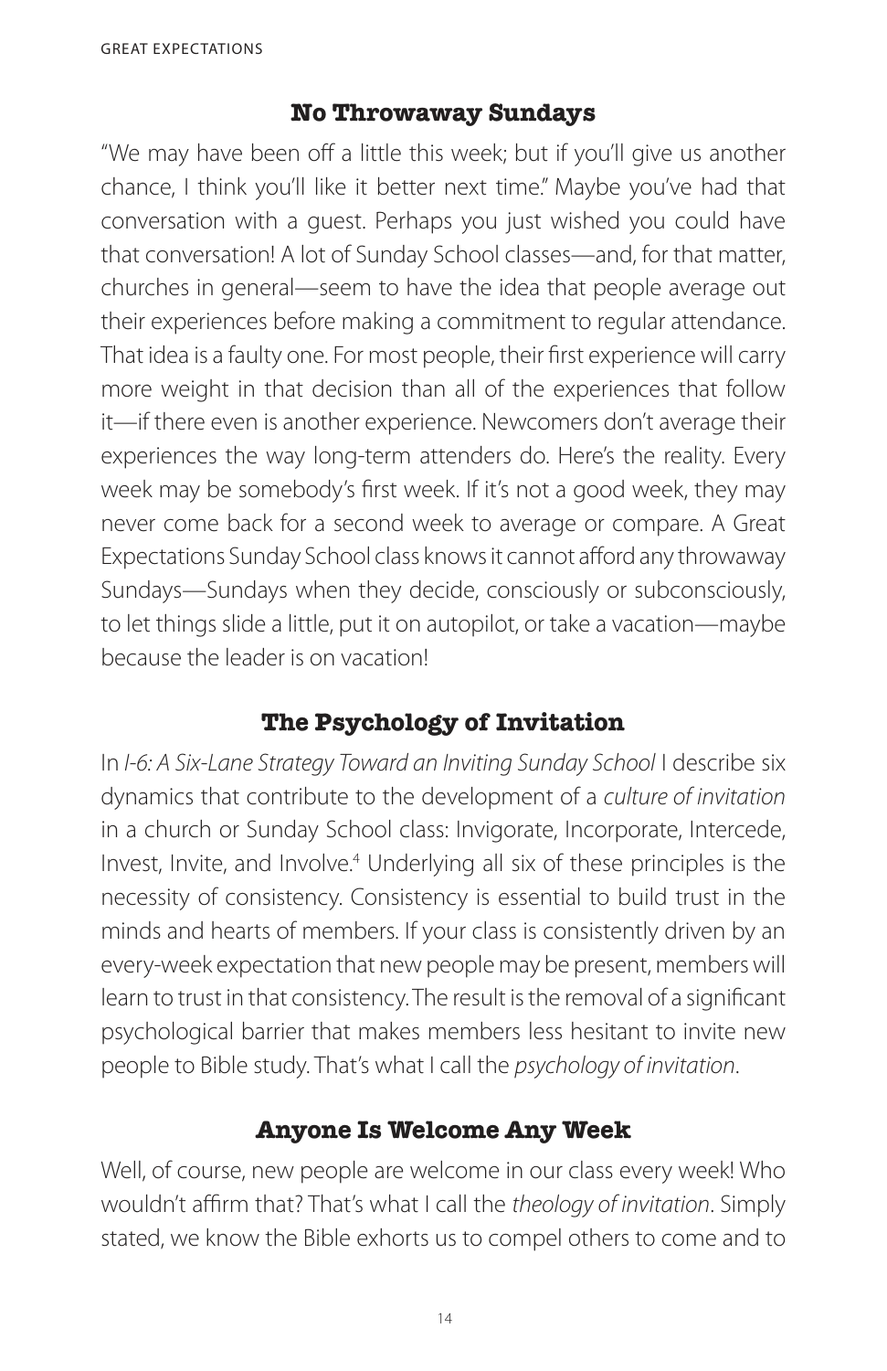## No Throwaway Sundays

"We may have been off a little this week; but if you'll give us another chance, I think you'll like it better next time." Maybe you've had that conversation with a guest. Perhaps you just wished you could have that conversation! A lot of Sunday School classes—and, for that matter, churches in general—seem to have the idea that people average out their experiences before making a commitment to regular attendance. That idea is a faulty one. For most people, their first experience will carry more weight in that decision than all of the experiences that follow it—if there even is another experience. Newcomers don't average their experiences the way long-term attenders do. Here's the reality. Every week may be somebody's first week. If it's not a good week, they may never come back for a second week to average or compare. A Great Expectations Sunday School class knows it cannot afford any throwaway Sundays—Sundays when they decide, consciously or subconsciously, to let things slide a little, put it on autopilot, or take a vacation—maybe because the leader is on vacation!

## The Psychology of Invitation

In *I-6: A Six-Lane Strategy Toward an Inviting Sunday School* I describe six dynamics that contribute to the development of a *culture of invitation* in a church or Sunday School class: Invigorate, Incorporate, Intercede, Invest, Invite, and Involve.[4] Underlying all six of these principles is the necessity of consistency. Consistency is essential to build trust in the minds and hearts of members. If your class is consistently driven by an every-week expectation that new people may be present, members will learn to trust in that consistency. The result is the removal of a significant psychological barrier that makes members less hesitant to invite new people to Bible study. That's what I call the *psychology of invitation*.

## Anyone Is Welcome Any Week

Well, of course, new people are welcome in our class every week! Who wouldn't affirm that? That's what I call the *theology of invitation*. Simply stated, we know the Bible exhorts us to compel others to come and to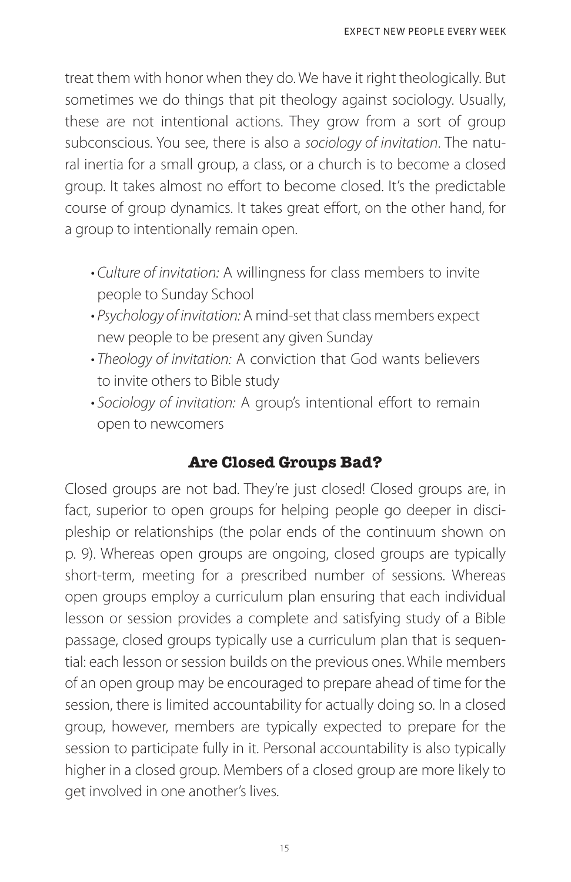treat them with honor when they do. We have it right theologically. But sometimes we do things that pit theology against sociology. Usually, these are not intentional actions. They grow from a sort of group subconscious. You see, there is also a *sociology of invitation*. The natural inertia for a small group, a class, or a church is to become a closed group. It takes almost no effort to become closed. It's the predictable course of group dynamics. It takes great effort, on the other hand, for a group to intentionally remain open.

- *Culture of invitation:* A willingness for class members to invite people to Sunday School
- *Psychology of invitation:* A mind-set that class members expect new people to be present any given Sunday
- *Theology of invitation:* A conviction that God wants believers to invite others to Bible study
- *Sociology of invitation:* A group's intentional effort to remain open to newcomers

## Are Closed Groups Bad?

Closed groups are not bad. They're just closed! Closed groups are, in fact, superior to open groups for helping people go deeper in discipleship or relationships (the polar ends of the continuum shown on p. 9). Whereas open groups are ongoing, closed groups are typically short-term, meeting for a prescribed number of sessions. Whereas open groups employ a curriculum plan ensuring that each individual lesson or session provides a complete and satisfying study of a Bible passage, closed groups typically use a curriculum plan that is sequential: each lesson or session builds on the previous ones. While members of an open group may be encouraged to prepare ahead of time for the session, there is limited accountability for actually doing so. In a closed group, however, members are typically expected to prepare for the session to participate fully in it. Personal accountability is also typically higher in a closed group. Members of a closed group are more likely to get involved in one another's lives.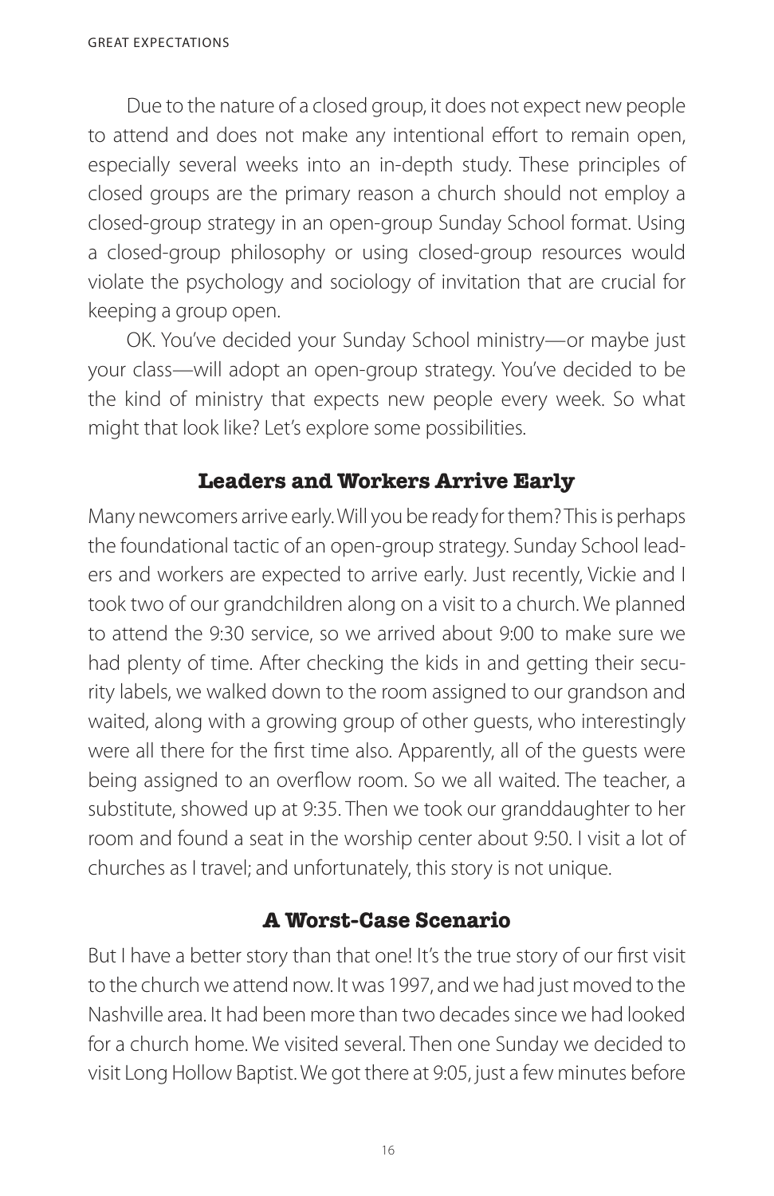Due to the nature of a closed group, it does not expect new people to attend and does not make any intentional effort to remain open, especially several weeks into an in-depth study. These principles of closed groups are the primary reason a church should not employ a closed-group strategy in an open-group Sunday School format. Using a closed-group philosophy or using closed-group resources would violate the psychology and sociology of invitation that are crucial for keeping a group open.

OK. You've decided your Sunday School ministry—or maybe just your class—will adopt an open-group strategy. You've decided to be the kind of ministry that expects new people every week. So what might that look like? Let's explore some possibilities.

## Leaders and Workers Arrive Early

Many newcomers arrive early. Will you be ready for them? This is perhaps the foundational tactic of an open-group strategy. Sunday School leaders and workers are expected to arrive early. Just recently, Vickie and I took two of our grandchildren along on a visit to a church. We planned to attend the 9:30 service, so we arrived about 9:00 to make sure we had plenty of time. After checking the kids in and getting their security labels, we walked down to the room assigned to our grandson and waited, along with a growing group of other guests, who interestingly were all there for the first time also. Apparently, all of the guests were being assigned to an overflow room. So we all waited. The teacher, a substitute, showed up at 9:35. Then we took our granddaughter to her room and found a seat in the worship center about 9:50. I visit a lot of churches as I travel; and unfortunately, this story is not unique.

## A Worst-Case Scenario

But I have a better story than that one! It's the true story of our first visit to the church we attend now. It was 1997, and we had just moved to the Nashville area. It had been more than two decades since we had looked for a church home. We visited several. Then one Sunday we decided to visit Long Hollow Baptist. We got there at 9:05, just a few minutes before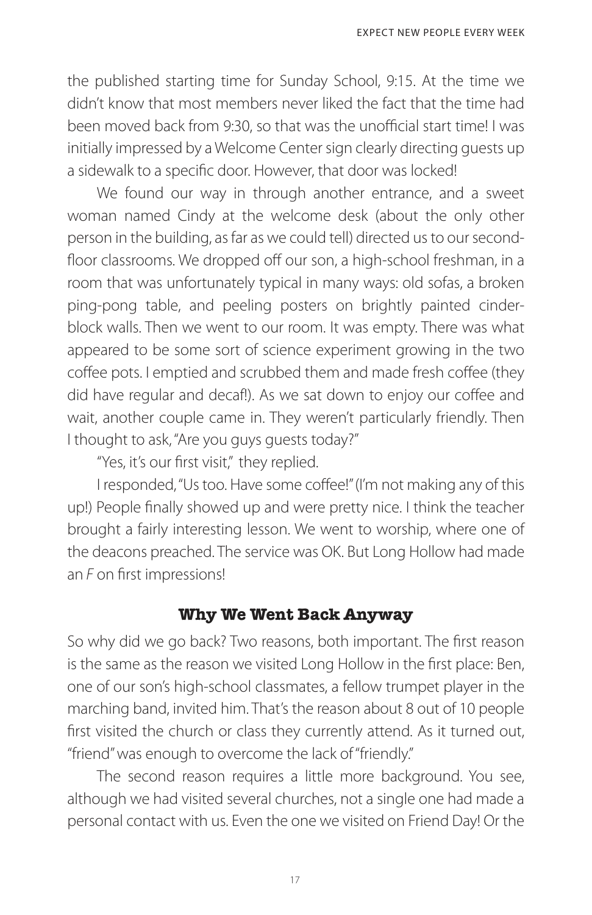the published starting time for Sunday School, 9:15. At the time we didn't know that most members never liked the fact that the time had been moved back from 9:30, so that was the unofficial start time! I was initially impressed by a Welcome Center sign clearly directing guests up a sidewalk to a specific door. However, that door was locked!

We found our way in through another entrance, and a sweet woman named Cindy at the welcome desk (about the only other person in the building, as far as we could tell) directed us to our second-floor classrooms. We dropped off our son, a high-school freshman, in a room that was unfortunately typical in many ways: old sofas, a broken ping-pong table, and peeling posters on brightly painted cinder-block walls. Then we went to our room. It was empty. There was what appeared to be some sort of science experiment growing in the two coffee pots. I emptied and scrubbed them and made fresh coffee (they did have regular and decaf!). As we sat down to enjoy our coffee and wait, another couple came in. They weren't particularly friendly. Then I thought to ask, "Are you guys guests today?"

"Yes, it's our first visit," they replied.

I responded, "Us too. Have some coffee!" (I'm not making any of this up!) People finally showed up and were pretty nice. I think the teacher brought a fairly interesting lesson. We went to worship, where one of the deacons preached. The service was OK. But Long Hollow had made an *F* on first impressions!

### Why We Went Back Anyway

So why did we go back? Two reasons, both important. The first reason is the same as the reason we visited Long Hollow in the first place: Ben, one of our son's high-school classmates, a fellow trumpet player in the marching band, invited him. That's the reason about 8 out of 10 people first visited the church or class they currently attend. As it turned out, "friend" was enough to overcome the lack of "friendly."

The second reason requires a little more background. You see, although we had visited several churches, not a single one had made a personal contact with us. Even the one we visited on Friend Day! Or the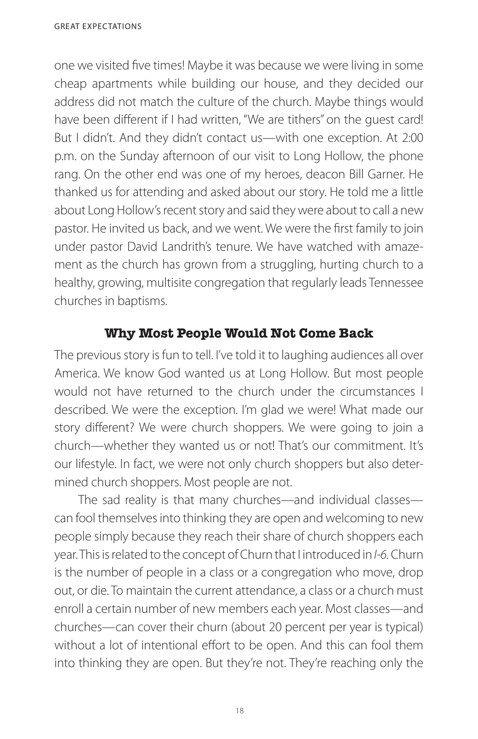one we visited five times! Maybe it was because we were living in some cheap apartments while building our house, and they decided our address did not match the culture of the church. Maybe things would have been different if I had written, "We are tithers" on the guest card! But I didn't. And they didn't contact us—with one exception. At 2:00 p.m. on the Sunday afternoon of our visit to Long Hollow, the phone rang. On the other end was one of my heroes, deacon Bill Garner. He thanked us for attending and asked about our story. He told me a little about Long Hollow's recent story and said they were about to call a new pastor. He invited us back, and we went. We were the first family to join under pastor David Landrith's tenure. We have watched with amazement as the church has grown from a struggling, hurting church to a healthy, growing, multisite congregation that regularly leads Tennessee churches in baptisms.

### Why Most People Would Not Come Back

The previous story is fun to tell. I've told it to laughing audiences all over America. We know God wanted us at Long Hollow. But most people would not have returned to the church under the circumstances I described. We were the exception. I'm glad we were! What made our story different? We were church shoppers. We were going to join a church—whether they wanted us or not! That's our commitment. It's our lifestyle. In fact, we were not only church shoppers but also determined church shoppers. Most people are not.

The sad reality is that many churches—and individual classes—can fool themselves into thinking they are open and welcoming to new people simply because they reach their share of church shoppers each year. This is related to the concept of Churn that I introduced in *I-6*. Churn is the number of people in a class or a congregation who move, drop out, or die. To maintain the current attendance, a class or a church must enroll a certain number of new members each year. Most classes—and churches—can cover their churn (about 20 percent per year is typical) without a lot of intentional effort to be open. And this can fool them into thinking they are open. But they're not. They're reaching only the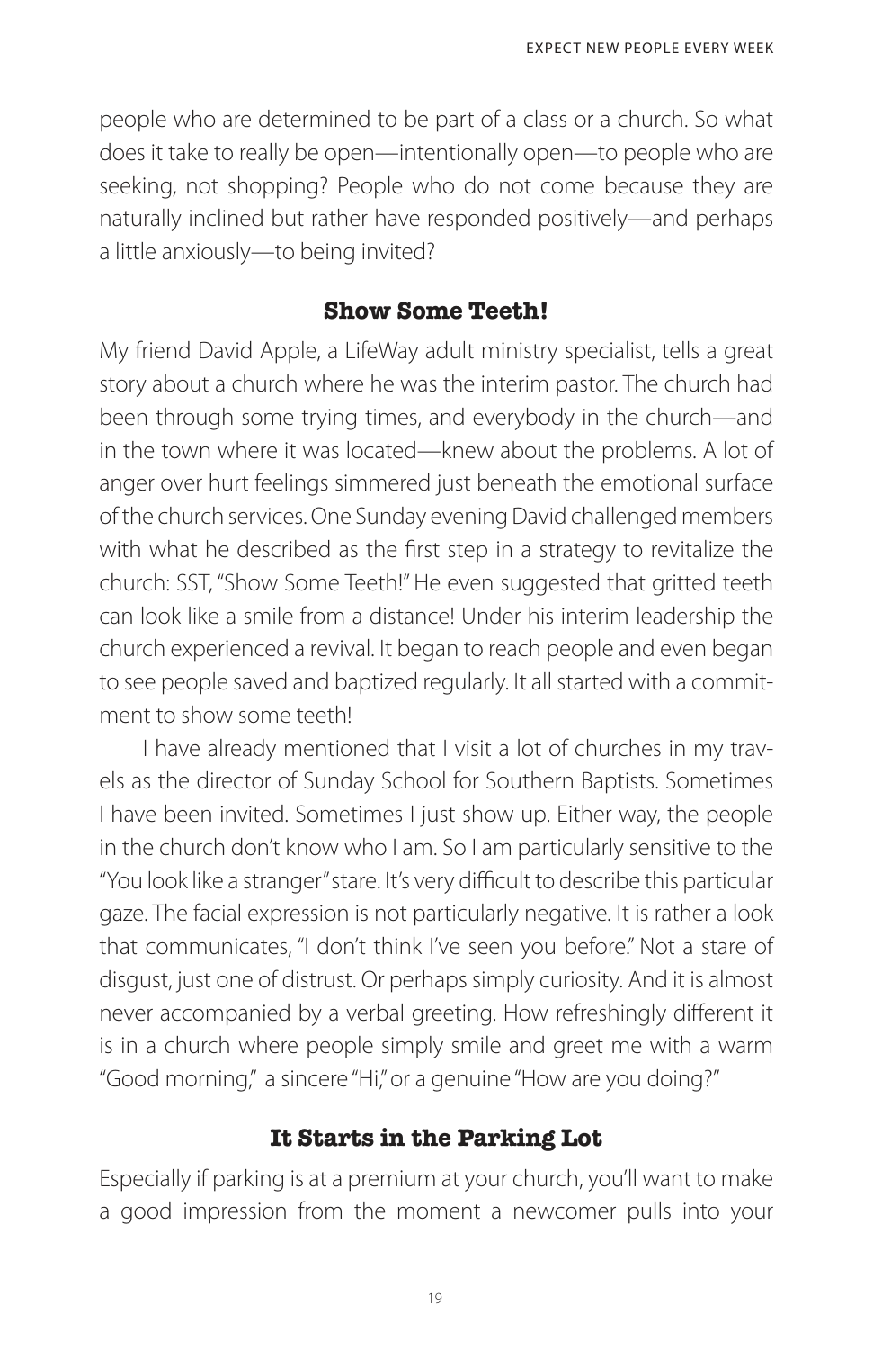people who are determined to be part of a class or a church. So what does it take to really be open—intentionally open—to people who are seeking, not shopping? People who do not come because they are naturally inclined but rather have responded positively—and perhaps a little anxiously—to being invited?

## Show Some Teeth!

My friend David Apple, a LifeWay adult ministry specialist, tells a great story about a church where he was the interim pastor. The church had been through some trying times, and everybody in the church—and in the town where it was located—knew about the problems. A lot of anger over hurt feelings simmered just beneath the emotional surface of the church services. One Sunday evening David challenged members with what he described as the first step in a strategy to revitalize the church: SST, "Show Some Teeth!" He even suggested that gritted teeth can look like a smile from a distance! Under his interim leadership the church experienced a revival. It began to reach people and even began to see people saved and baptized regularly. It all started with a commitment to show some teeth!

I have already mentioned that I visit a lot of churches in my travels as the director of Sunday School for Southern Baptists. Sometimes I have been invited. Sometimes I just show up. Either way, the people in the church don't know who I am. So I am particularly sensitive to the "You look like a stranger" stare. It's very difficult to describe this particular gaze. The facial expression is not particularly negative. It is rather a look that communicates, "I don't think I've seen you before." Not a stare of disgust, just one of distrust. Or perhaps simply curiosity. And it is almost never accompanied by a verbal greeting. How refreshingly different it is in a church where people simply smile and greet me with a warm "Good morning," a sincere "Hi," or a genuine "How are you doing?"

## It Starts in the Parking Lot

Especially if parking is at a premium at your church, you'll want to make a good impression from the moment a newcomer pulls into your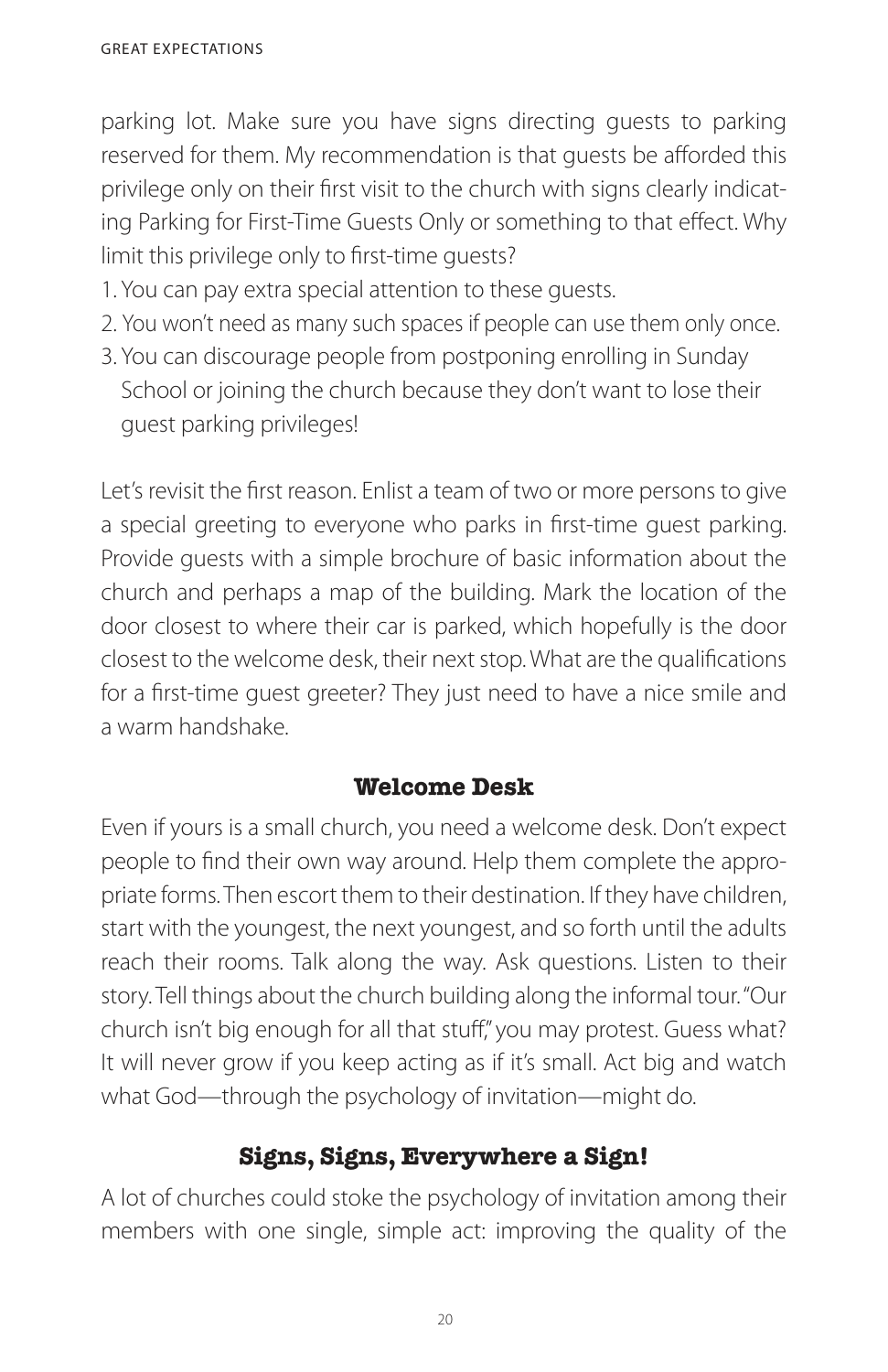parking lot. Make sure you have signs directing guests to parking reserved for them. My recommendation is that guests be afforded this privilege only on their first visit to the church with signs clearly indicating Parking for First-Time Guests Only or something to that effect. Why limit this privilege only to first-time guests?

1. You can pay extra special attention to these guests.
2. You won't need as many such spaces if people can use them only once.
3. You can discourage people from postponing enrolling in Sunday School or joining the church because they don't want to lose their guest parking privileges!

Let's revisit the first reason. Enlist a team of two or more persons to give a special greeting to everyone who parks in first-time guest parking. Provide guests with a simple brochure of basic information about the church and perhaps a map of the building. Mark the location of the door closest to where their car is parked, which hopefully is the door closest to the welcome desk, their next stop. What are the qualifications for a first-time guest greeter? They just need to have a nice smile and a warm handshake.

## Welcome Desk

Even if yours is a small church, you need a welcome desk. Don't expect people to find their own way around. Help them complete the appropriate forms. Then escort them to their destination. If they have children, start with the youngest, the next youngest, and so forth until the adults reach their rooms. Talk along the way. Ask questions. Listen to their story. Tell things about the church building along the informal tour. "Our church isn't big enough for all that stuff," you may protest. Guess what? It will never grow if you keep acting as if it's small. Act big and watch what God—through the psychology of invitation—might do.

## Signs, Signs, Everywhere a Sign!

A lot of churches could stoke the psychology of invitation among their members with one single, simple act: improving the quality of the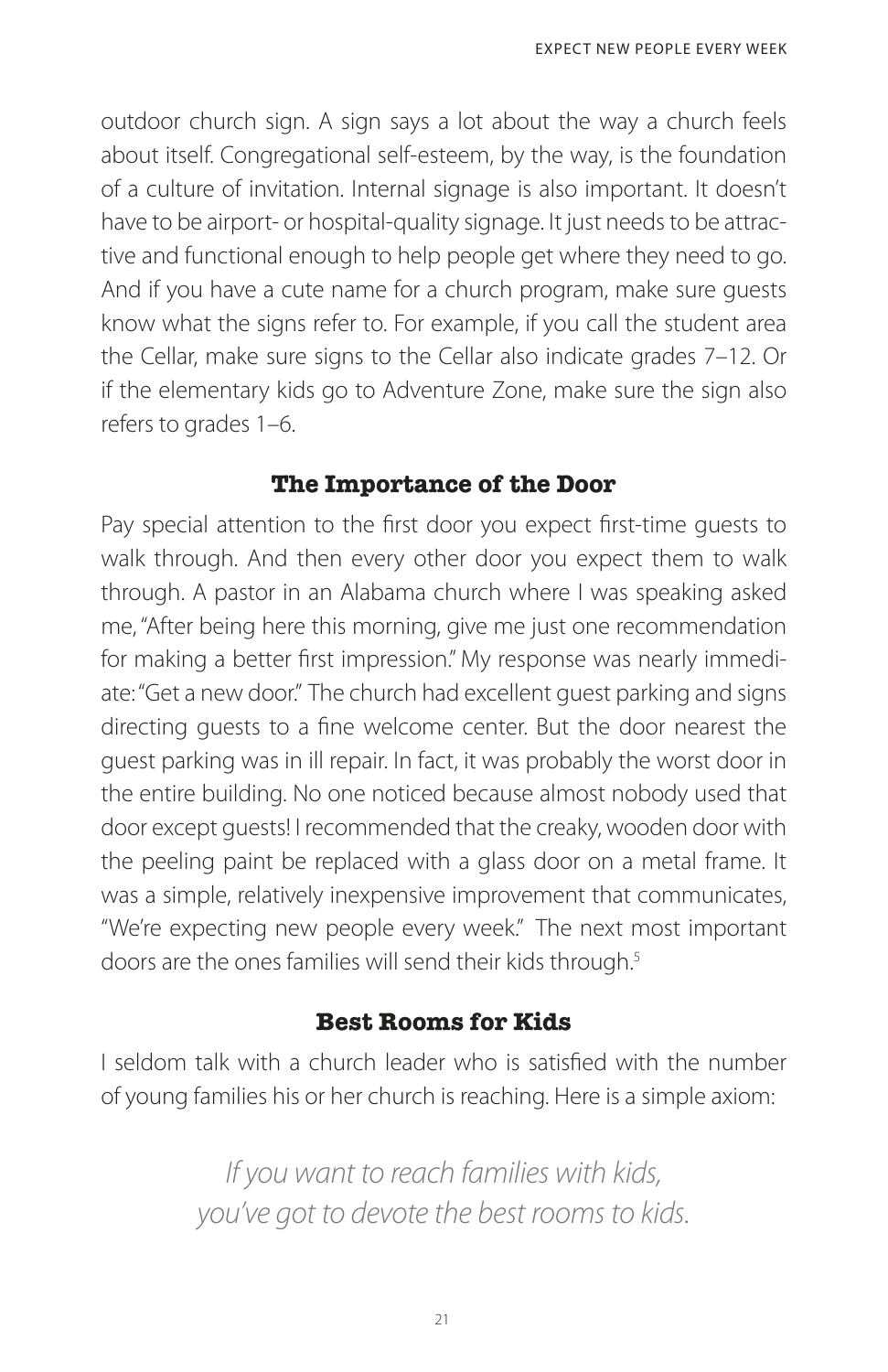outdoor church sign. A sign says a lot about the way a church feels about itself. Congregational self-esteem, by the way, is the foundation of a culture of invitation. Internal signage is also important. It doesn't have to be airport- or hospital-quality signage. It just needs to be attractive and functional enough to help people get where they need to go. And if you have a cute name for a church program, make sure guests know what the signs refer to. For example, if you call the student area the Cellar, make sure signs to the Cellar also indicate grades 7–12. Or if the elementary kids go to Adventure Zone, make sure the sign also refers to grades 1–6.

### The Importance of the Door

Pay special attention to the first door you expect first-time guests to walk through. And then every other door you expect them to walk through. A pastor in an Alabama church where I was speaking asked me, "After being here this morning, give me just one recommendation for making a better first impression." My response was nearly immediate: "Get a new door." The church had excellent guest parking and signs directing guests to a fine welcome center. But the door nearest the guest parking was in ill repair. In fact, it was probably the worst door in the entire building. No one noticed because almost nobody used that door except guests! I recommended that the creaky, wooden door with the peeling paint be replaced with a glass door on a metal frame. It was a simple, relatively inexpensive improvement that communicates, "We're expecting new people every week." The next most important doors are the ones families will send their kids through.[5]

### Best Rooms for Kids

I seldom talk with a church leader who is satisfied with the number of young families his or her church is reaching. Here is a simple axiom:

*If you want to reach families with kids,
you've got to devote the best rooms to kids.*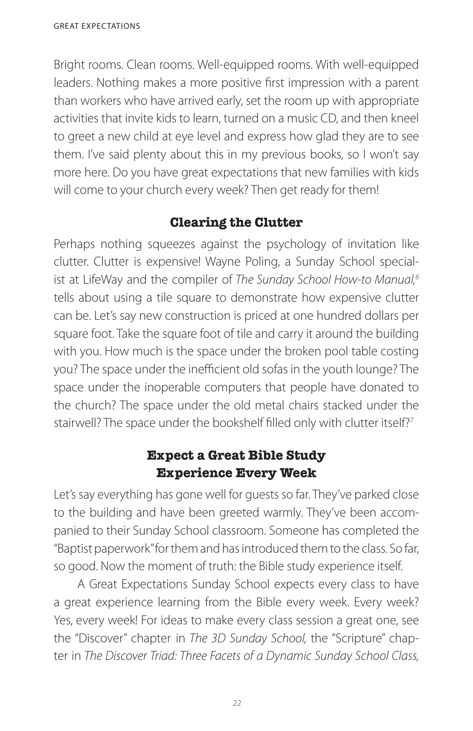Bright rooms. Clean rooms. Well-equipped rooms. With well-equipped leaders. Nothing makes a more positive first impression with a parent than workers who have arrived early, set the room up with appropriate activities that invite kids to learn, turned on a music CD, and then kneel to greet a new child at eye level and express how glad they are to see them. I've said plenty about this in my previous books, so I won't say more here. Do you have great expectations that new families with kids will come to your church every week? Then get ready for them!

## Clearing the Clutter

Perhaps nothing squeezes against the psychology of invitation like clutter. Clutter is expensive! Wayne Poling, a Sunday School specialist at LifeWay and the compiler of *The Sunday School How-to Manual,*[6] tells about using a tile square to demonstrate how expensive clutter can be. Let's say new construction is priced at one hundred dollars per square foot. Take the square foot of tile and carry it around the building with you. How much is the space under the broken pool table costing you? The space under the inefficient old sofas in the youth lounge? The space under the inoperable computers that people have donated to the church? The space under the old metal chairs stacked under the stairwell? The space under the bookshelf filled only with clutter itself?[7]

## Expect a Great Bible Study Experience Every Week

Let's say everything has gone well for guests so far. They've parked close to the building and have been greeted warmly. They've been accompanied to their Sunday School classroom. Someone has completed the "Baptist paperwork" for them and has introduced them to the class. So far, so good. Now the moment of truth: the Bible study experience itself.

A Great Expectations Sunday School expects every class to have a great experience learning from the Bible every week. Every week? Yes, every week! For ideas to make every class session a great one, see the "Discover" chapter in *The 3D Sunday School,* the "Scripture" chapter in *The Discover Triad: Three Facets of a Dynamic Sunday School Class,*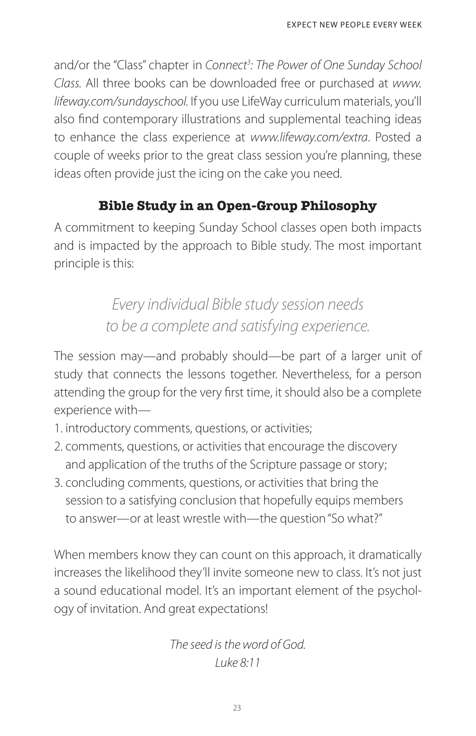and/or the "Class" chapter in *Connect[3]: The Power of One Sunday School Class*. All three books can be downloaded free or purchased at *www.lifeway.com/sundayschool*. If you use LifeWay curriculum materials, you'll also find contemporary illustrations and supplemental teaching ideas to enhance the class experience at *www.lifeway.com/extra*. Posted a couple of weeks prior to the great class session you're planning, these ideas often provide just the icing on the cake you need.

## Bible Study in an Open-Group Philosophy

A commitment to keeping Sunday School classes open both impacts and is impacted by the approach to Bible study. The most important principle is this:

*Every individual Bible study session needs to be a complete and satisfying experience.*

The session may—and probably should—be part of a larger unit of study that connects the lessons together. Nevertheless, for a person attending the group for the very first time, it should also be a complete experience with—

1. introductory comments, questions, or activities;
2. comments, questions, or activities that encourage the discovery and application of the truths of the Scripture passage or story;
3. concluding comments, questions, or activities that bring the session to a satisfying conclusion that hopefully equips members to answer—or at least wrestle with—the question "So what?"

When members know they can count on this approach, it dramatically increases the likelihood they'll invite someone new to class. It's not just a sound educational model. It's an important element of the psychology of invitation. And great expectations!

*The seed is the word of God.*
*Luke 8:11*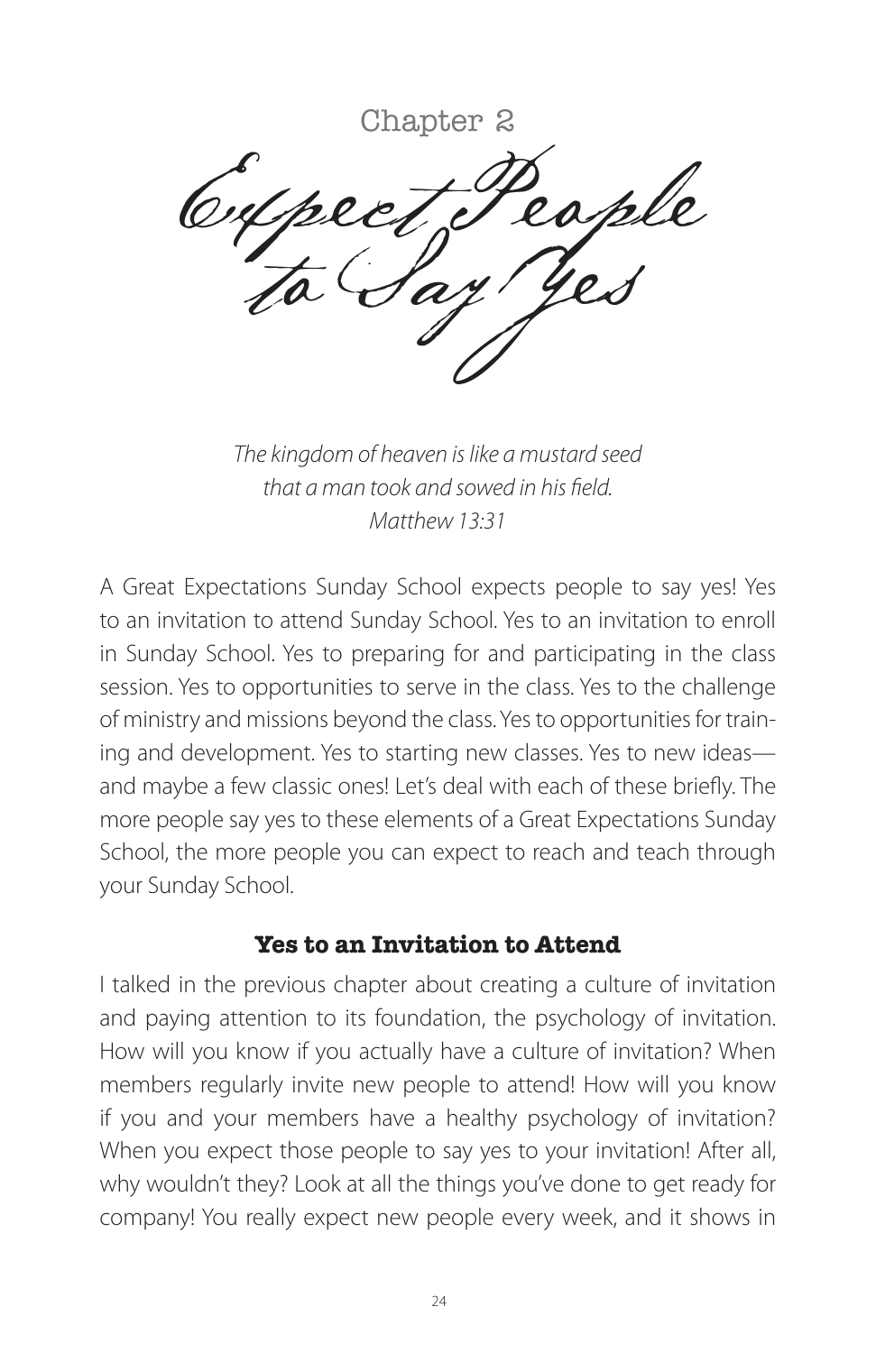Chapter 2

# Expect People to Say Yes

*The kingdom of heaven is like a mustard seed that a man took and sowed in his field.*
*Matthew 13:31*

A Great Expectations Sunday School expects people to say yes! Yes to an invitation to attend Sunday School. Yes to an invitation to enroll in Sunday School. Yes to preparing for and participating in the class session. Yes to opportunities to serve in the class. Yes to the challenge of ministry and missions beyond the class. Yes to opportunities for training and development. Yes to starting new classes. Yes to new ideas—and maybe a few classic ones! Let's deal with each of these briefly. The more people say yes to these elements of a Great Expectations Sunday School, the more people you can expect to reach and teach through your Sunday School.

## Yes to an Invitation to Attend

I talked in the previous chapter about creating a culture of invitation and paying attention to its foundation, the psychology of invitation. How will you know if you actually have a culture of invitation? When members regularly invite new people to attend! How will you know if you and your members have a healthy psychology of invitation? When you expect those people to say yes to your invitation! After all, why wouldn't they? Look at all the things you've done to get ready for company! You really expect new people every week, and it shows in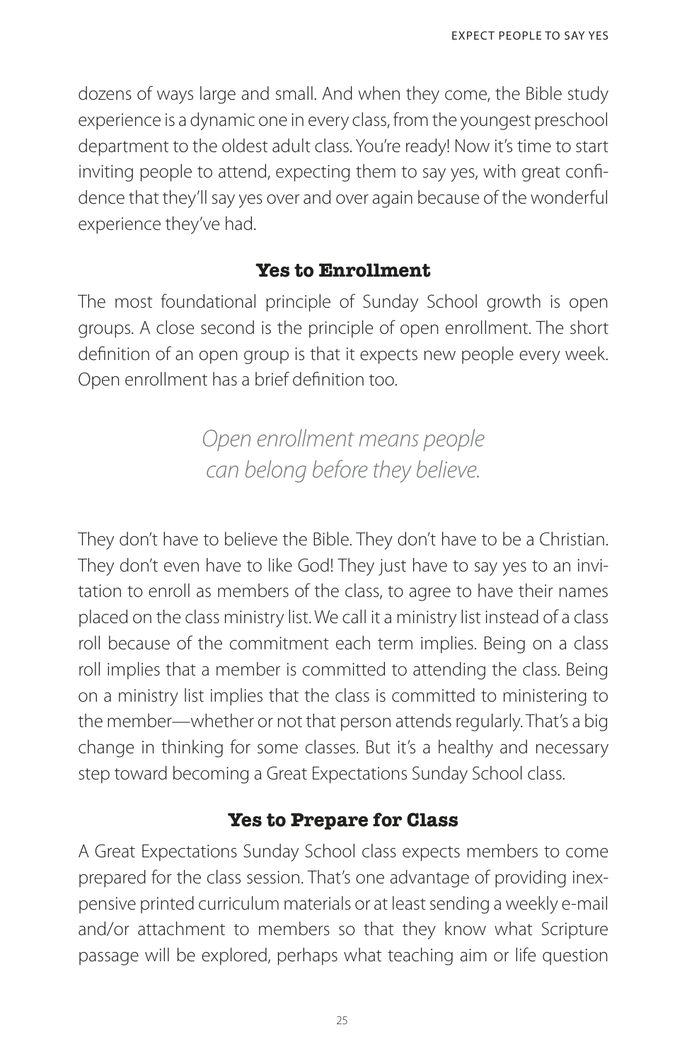dozens of ways large and small. And when they come, the Bible study experience is a dynamic one in every class, from the youngest preschool department to the oldest adult class. You're ready! Now it's time to start inviting people to attend, expecting them to say yes, with great confidence that they'll say yes over and over again because of the wonderful experience they've had.

### Yes to Enrollment

The most foundational principle of Sunday School growth is open groups. A close second is the principle of open enrollment. The short definition of an open group is that it expects new people every week. Open enrollment has a brief definition too.

*Open enrollment means people can belong before they believe.*

They don't have to believe the Bible. They don't have to be a Christian. They don't even have to like God! They just have to say yes to an invitation to enroll as members of the class, to agree to have their names placed on the class ministry list. We call it a ministry list instead of a class roll because of the commitment each term implies. Being on a class roll implies that a member is committed to attending the class. Being on a ministry list implies that the class is committed to ministering to the member—whether or not that person attends regularly. That's a big change in thinking for some classes. But it's a healthy and necessary step toward becoming a Great Expectations Sunday School class.

### Yes to Prepare for Class

A Great Expectations Sunday School class expects members to come prepared for the class session. That's one advantage of providing inexpensive printed curriculum materials or at least sending a weekly e-mail and/or attachment to members so that they know what Scripture passage will be explored, perhaps what teaching aim or life question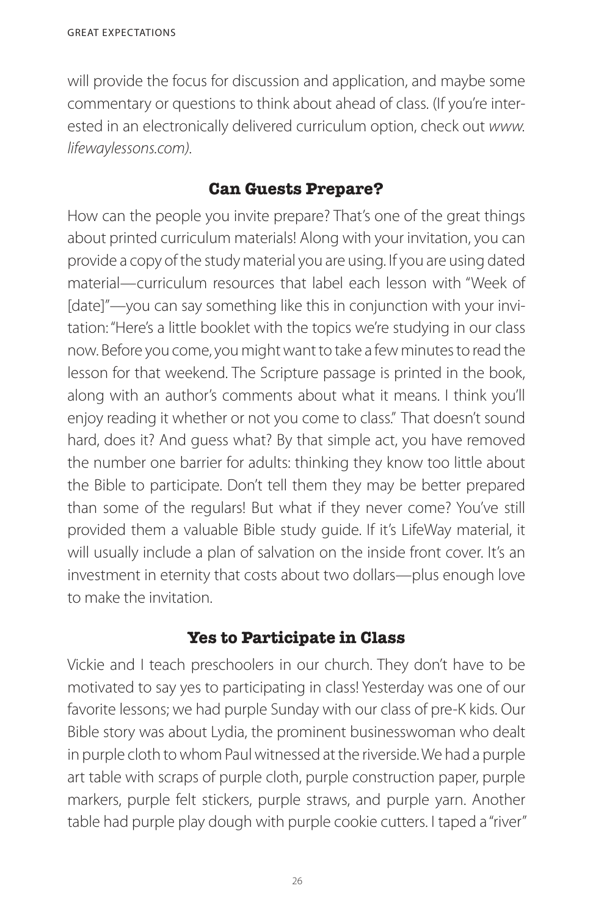will provide the focus for discussion and application, and maybe some commentary or questions to think about ahead of class. (If you're interested in an electronically delivered curriculum option, check out *www.lifewaylessons.com)*.

## Can Guests Prepare?

How can the people you invite prepare? That's one of the great things about printed curriculum materials! Along with your invitation, you can provide a copy of the study material you are using. If you are using dated material—curriculum resources that label each lesson with "Week of [date]"—you can say something like this in conjunction with your invitation: "Here's a little booklet with the topics we're studying in our class now. Before you come, you might want to take a few minutes to read the lesson for that weekend. The Scripture passage is printed in the book, along with an author's comments about what it means. I think you'll enjoy reading it whether or not you come to class." That doesn't sound hard, does it? And guess what? By that simple act, you have removed the number one barrier for adults: thinking they know too little about the Bible to participate. Don't tell them they may be better prepared than some of the regulars! But what if they never come? You've still provided them a valuable Bible study guide. If it's LifeWay material, it will usually include a plan of salvation on the inside front cover. It's an investment in eternity that costs about two dollars—plus enough love to make the invitation.

## Yes to Participate in Class

Vickie and I teach preschoolers in our church. They don't have to be motivated to say yes to participating in class! Yesterday was one of our favorite lessons; we had purple Sunday with our class of pre-K kids. Our Bible story was about Lydia, the prominent businesswoman who dealt in purple cloth to whom Paul witnessed at the riverside. We had a purple art table with scraps of purple cloth, purple construction paper, purple markers, purple felt stickers, purple straws, and purple yarn. Another table had purple play dough with purple cookie cutters. I taped a "river"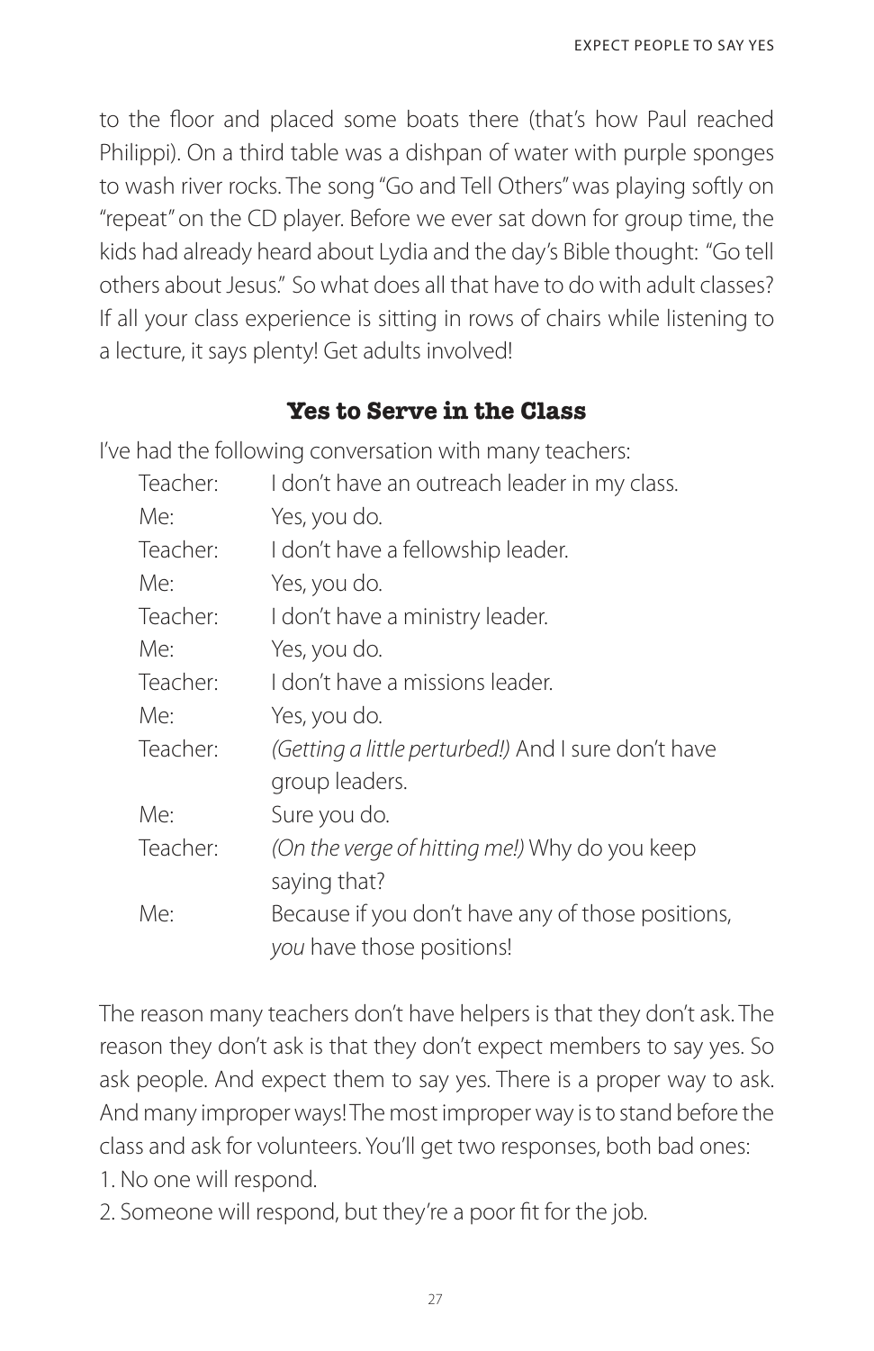to the floor and placed some boats there (that's how Paul reached Philippi). On a third table was a dishpan of water with purple sponges to wash river rocks. The song "Go and Tell Others" was playing softly on "repeat" on the CD player. Before we ever sat down for group time, the kids had already heard about Lydia and the day's Bible thought: "Go tell others about Jesus." So what does all that have to do with adult classes? If all your class experience is sitting in rows of chairs while listening to a lecture, it says plenty! Get adults involved!

## Yes to Serve in the Class

I've had the following conversation with many teachers:

Teacher: I don't have an outreach leader in my class.
Me: Yes, you do.
Teacher: I don't have a fellowship leader.
Me: Yes, you do.
Teacher: I don't have a ministry leader.
Me: Yes, you do.
Teacher: I don't have a missions leader.
Me: Yes, you do.
Teacher: *(Getting a little perturbed!)* And I sure don't have group leaders.
Me: Sure you do.
Teacher: *(On the verge of hitting me!)* Why do you keep saying that?
Me: Because if you don't have any of those positions, *you* have those positions!

The reason many teachers don't have helpers is that they don't ask. The reason they don't ask is that they don't expect members to say yes. So ask people. And expect them to say yes. There is a proper way to ask. And many improper ways! The most improper way is to stand before the class and ask for volunteers. You'll get two responses, both bad ones:

1. No one will respond.
2. Someone will respond, but they're a poor fit for the job.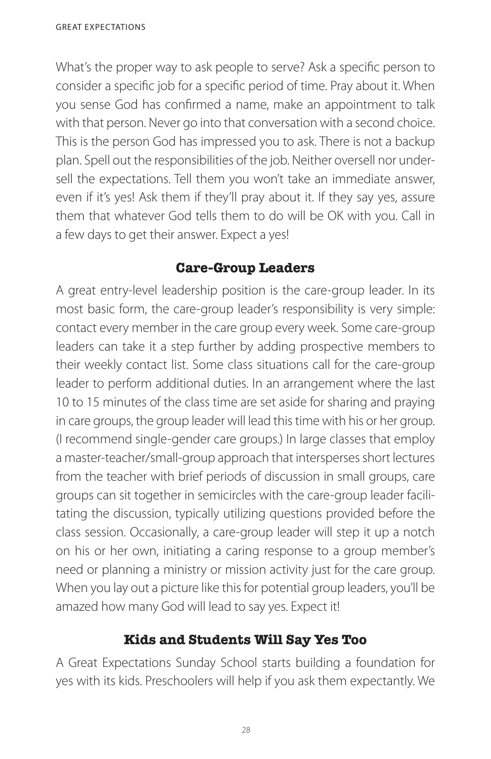What's the proper way to ask people to serve? Ask a specific person to consider a specific job for a specific period of time. Pray about it. When you sense God has confirmed a name, make an appointment to talk with that person. Never go into that conversation with a second choice. This is the person God has impressed you to ask. There is not a backup plan. Spell out the responsibilities of the job. Neither oversell nor undersell the expectations. Tell them you won't take an immediate answer, even if it's yes! Ask them if they'll pray about it. If they say yes, assure them that whatever God tells them to do will be OK with you. Call in a few days to get their answer. Expect a yes!

## Care-Group Leaders

A great entry-level leadership position is the care-group leader. In its most basic form, the care-group leader's responsibility is very simple: contact every member in the care group every week. Some care-group leaders can take it a step further by adding prospective members to their weekly contact list. Some class situations call for the care-group leader to perform additional duties. In an arrangement where the last 10 to 15 minutes of the class time are set aside for sharing and praying in care groups, the group leader will lead this time with his or her group. (I recommend single-gender care groups.) In large classes that employ a master-teacher/small-group approach that intersperses short lectures from the teacher with brief periods of discussion in small groups, care groups can sit together in semicircles with the care-group leader facilitating the discussion, typically utilizing questions provided before the class session. Occasionally, a care-group leader will step it up a notch on his or her own, initiating a caring response to a group member's need or planning a ministry or mission activity just for the care group. When you lay out a picture like this for potential group leaders, you'll be amazed how many God will lead to say yes. Expect it!

## Kids and Students Will Say Yes Too

A Great Expectations Sunday School starts building a foundation for yes with its kids. Preschoolers will help if you ask them expectantly. We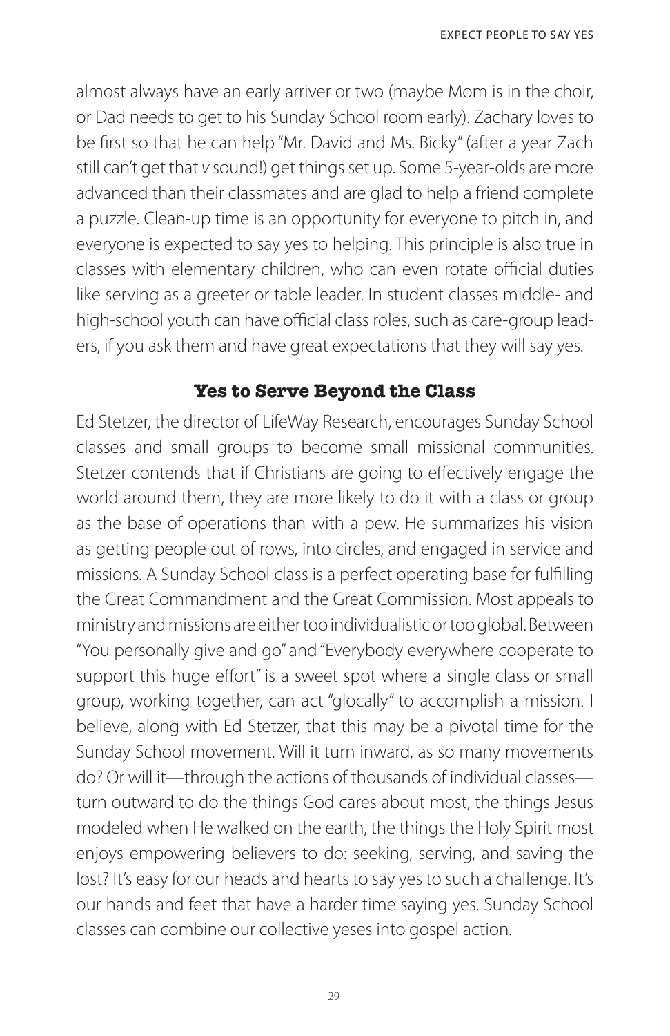almost always have an early arriver or two (maybe Mom is in the choir, or Dad needs to get to his Sunday School room early). Zachary loves to be first so that he can help "Mr. David and Ms. Bicky" (after a year Zach still can't get that *v* sound!) get things set up. Some 5-year-olds are more advanced than their classmates and are glad to help a friend complete a puzzle. Clean-up time is an opportunity for everyone to pitch in, and everyone is expected to say yes to helping. This principle is also true in classes with elementary children, who can even rotate official duties like serving as a greeter or table leader. In student classes middle- and high-school youth can have official class roles, such as care-group leaders, if you ask them and have great expectations that they will say yes.

### Yes to Serve Beyond the Class

Ed Stetzer, the director of LifeWay Research, encourages Sunday School classes and small groups to become small missional communities. Stetzer contends that if Christians are going to effectively engage the world around them, they are more likely to do it with a class or group as the base of operations than with a pew. He summarizes his vision as getting people out of rows, into circles, and engaged in service and missions. A Sunday School class is a perfect operating base for fulfilling the Great Commandment and the Great Commission. Most appeals to ministry and missions are either too individualistic or too global. Between "You personally give and go" and "Everybody everywhere cooperate to support this huge effort" is a sweet spot where a single class or small group, working together, can act "glocally" to accomplish a mission. I believe, along with Ed Stetzer, that this may be a pivotal time for the Sunday School movement. Will it turn inward, as so many movements do? Or will it—through the actions of thousands of individual classes—turn outward to do the things God cares about most, the things Jesus modeled when He walked on the earth, the things the Holy Spirit most enjoys empowering believers to do: seeking, serving, and saving the lost? It's easy for our heads and hearts to say yes to such a challenge. It's our hands and feet that have a harder time saying yes. Sunday School classes can combine our collective yeses into gospel action.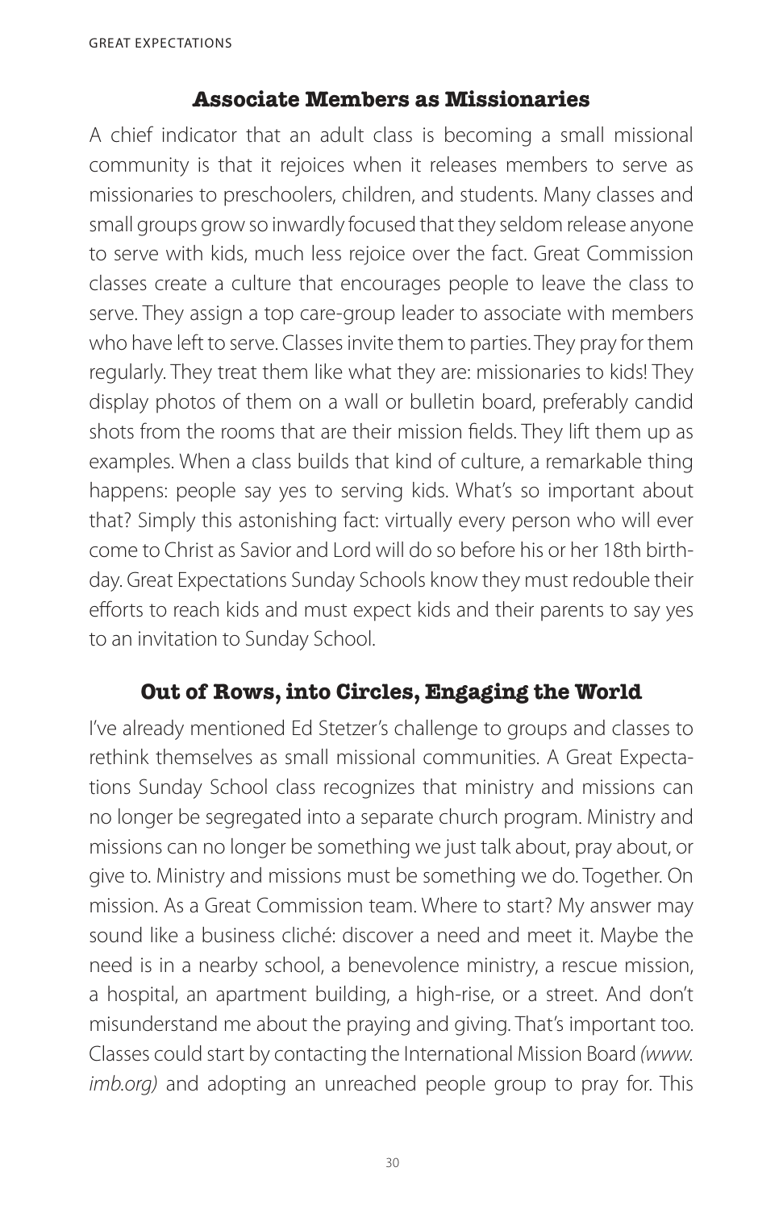## Associate Members as Missionaries

A chief indicator that an adult class is becoming a small missional community is that it rejoices when it releases members to serve as missionaries to preschoolers, children, and students. Many classes and small groups grow so inwardly focused that they seldom release anyone to serve with kids, much less rejoice over the fact. Great Commission classes create a culture that encourages people to leave the class to serve. They assign a top care-group leader to associate with members who have left to serve. Classes invite them to parties. They pray for them regularly. They treat them like what they are: missionaries to kids! They display photos of them on a wall or bulletin board, preferably candid shots from the rooms that are their mission fields. They lift them up as examples. When a class builds that kind of culture, a remarkable thing happens: people say yes to serving kids. What's so important about that? Simply this astonishing fact: virtually every person who will ever come to Christ as Savior and Lord will do so before his or her 18th birthday. Great Expectations Sunday Schools know they must redouble their efforts to reach kids and must expect kids and their parents to say yes to an invitation to Sunday School.

## Out of Rows, into Circles, Engaging the World

I've already mentioned Ed Stetzer's challenge to groups and classes to rethink themselves as small missional communities. A Great Expectations Sunday School class recognizes that ministry and missions can no longer be segregated into a separate church program. Ministry and missions can no longer be something we just talk about, pray about, or give to. Ministry and missions must be something we do. Together. On mission. As a Great Commission team. Where to start? My answer may sound like a business cliché: discover a need and meet it. Maybe the need is in a nearby school, a benevolence ministry, a rescue mission, a hospital, an apartment building, a high-rise, or a street. And don't misunderstand me about the praying and giving. That's important too. Classes could start by contacting the International Mission Board *(www.imb.org)* and adopting an unreached people group to pray for. This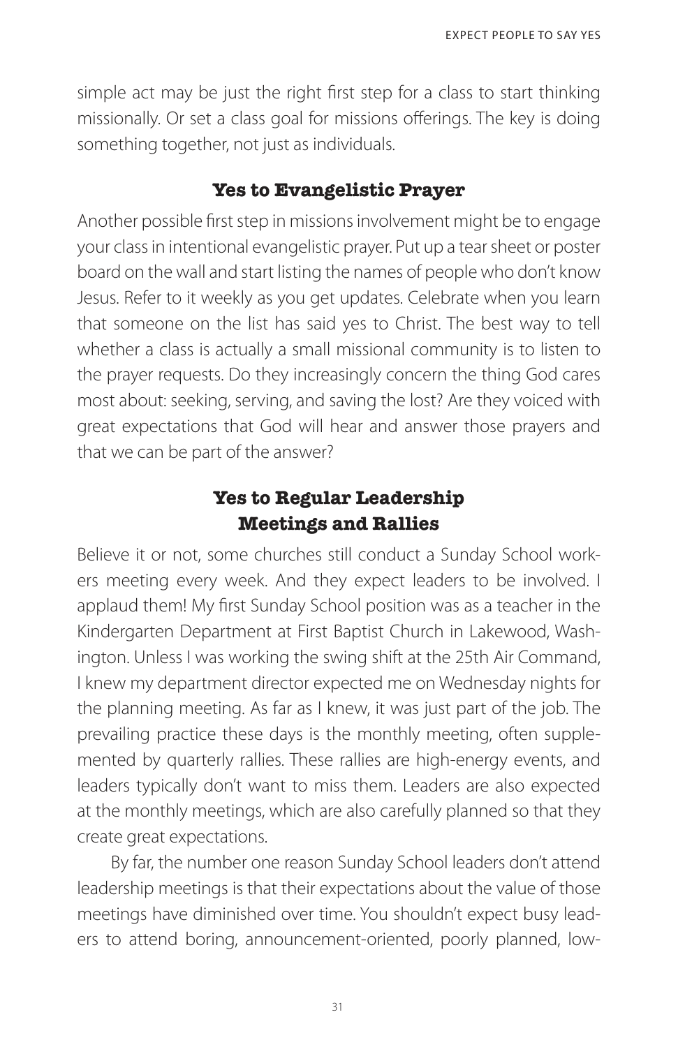simple act may be just the right first step for a class to start thinking missionally. Or set a class goal for missions offerings. The key is doing something together, not just as individuals.

### Yes to Evangelistic Prayer

Another possible first step in missions involvement might be to engage your class in intentional evangelistic prayer. Put up a tear sheet or poster board on the wall and start listing the names of people who don't know Jesus. Refer to it weekly as you get updates. Celebrate when you learn that someone on the list has said yes to Christ. The best way to tell whether a class is actually a small missional community is to listen to the prayer requests. Do they increasingly concern the thing God cares most about: seeking, serving, and saving the lost? Are they voiced with great expectations that God will hear and answer those prayers and that we can be part of the answer?

### Yes to Regular Leadership Meetings and Rallies

Believe it or not, some churches still conduct a Sunday School workers meeting every week. And they expect leaders to be involved. I applaud them! My first Sunday School position was as a teacher in the Kindergarten Department at First Baptist Church in Lakewood, Washington. Unless I was working the swing shift at the 25th Air Command, I knew my department director expected me on Wednesday nights for the planning meeting. As far as I knew, it was just part of the job. The prevailing practice these days is the monthly meeting, often supplemented by quarterly rallies. These rallies are high-energy events, and leaders typically don't want to miss them. Leaders are also expected at the monthly meetings, which are also carefully planned so that they create great expectations.

By far, the number one reason Sunday School leaders don't attend leadership meetings is that their expectations about the value of those meetings have diminished over time. You shouldn't expect busy leaders to attend boring, announcement-oriented, poorly planned, low-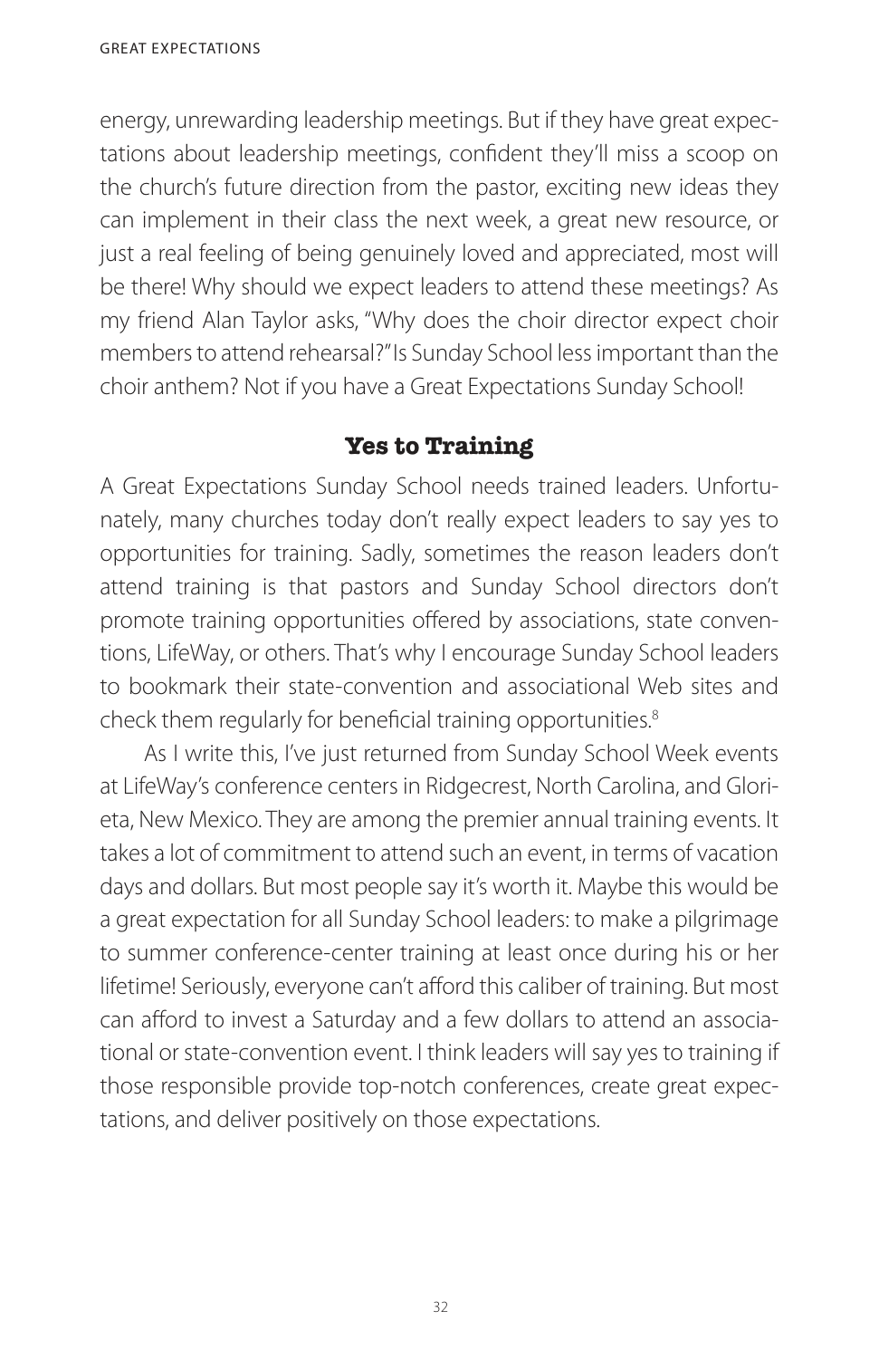energy, unrewarding leadership meetings. But if they have great expectations about leadership meetings, confident they'll miss a scoop on the church's future direction from the pastor, exciting new ideas they can implement in their class the next week, a great new resource, or just a real feeling of being genuinely loved and appreciated, most will be there! Why should we expect leaders to attend these meetings? As my friend Alan Taylor asks, "Why does the choir director expect choir members to attend rehearsal?" Is Sunday School less important than the choir anthem? Not if you have a Great Expectations Sunday School!

## Yes to Training

A Great Expectations Sunday School needs trained leaders. Unfortunately, many churches today don't really expect leaders to say yes to opportunities for training. Sadly, sometimes the reason leaders don't attend training is that pastors and Sunday School directors don't promote training opportunities offered by associations, state conventions, LifeWay, or others. That's why I encourage Sunday School leaders to bookmark their state-convention and associational Web sites and check them regularly for beneficial training opportunities.[8]

As I write this, I've just returned from Sunday School Week events at LifeWay's conference centers in Ridgecrest, North Carolina, and Glorieta, New Mexico. They are among the premier annual training events. It takes a lot of commitment to attend such an event, in terms of vacation days and dollars. But most people say it's worth it. Maybe this would be a great expectation for all Sunday School leaders: to make a pilgrimage to summer conference-center training at least once during his or her lifetime! Seriously, everyone can't afford this caliber of training. But most can afford to invest a Saturday and a few dollars to attend an associational or state-convention event. I think leaders will say yes to training if those responsible provide top-notch conferences, create great expectations, and deliver positively on those expectations.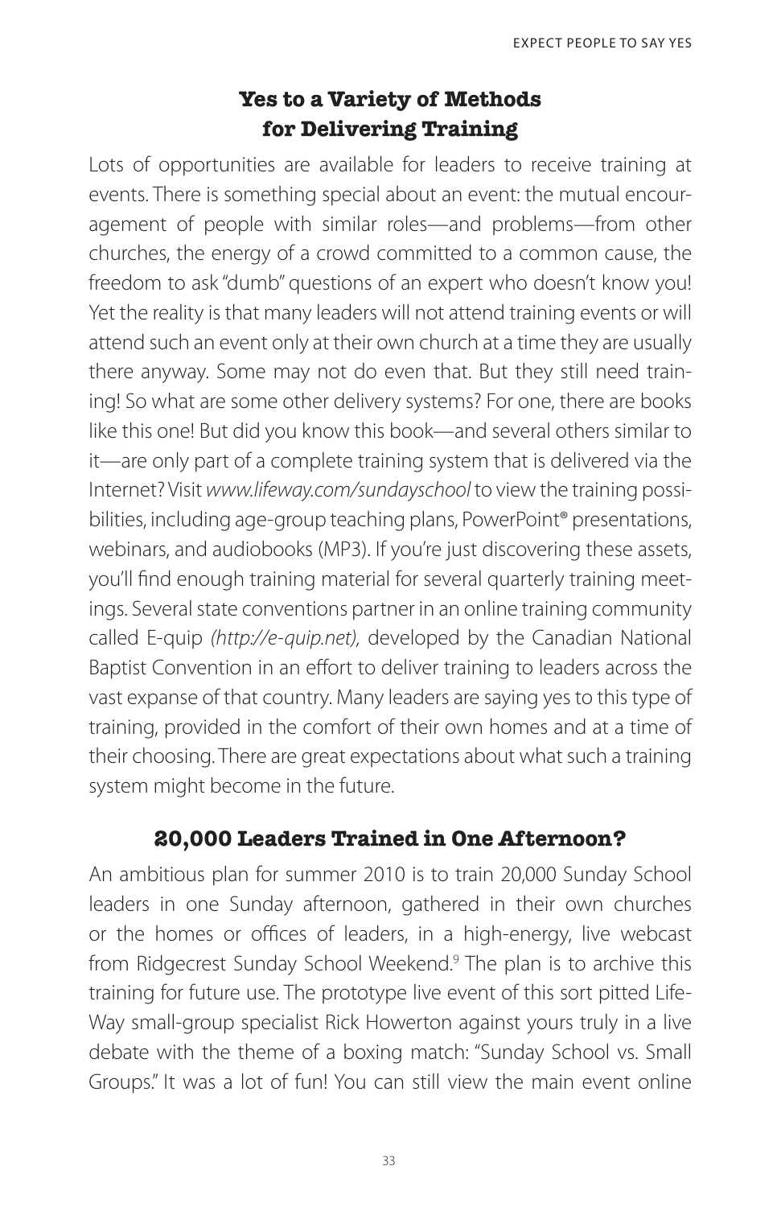## Yes to a Variety of Methods for Delivering Training

Lots of opportunities are available for leaders to receive training at events. There is something special about an event: the mutual encouragement of people with similar roles—and problems—from other churches, the energy of a crowd committed to a common cause, the freedom to ask "dumb" questions of an expert who doesn't know you! Yet the reality is that many leaders will not attend training events or will attend such an event only at their own church at a time they are usually there anyway. Some may not do even that. But they still need training! So what are some other delivery systems? For one, there are books like this one! But did you know this book—and several others similar to it—are only part of a complete training system that is delivered via the Internet? Visit *www.lifeway.com/sundayschool* to view the training possibilities, including age-group teaching plans, PowerPoint® presentations, webinars, and audiobooks (MP3). If you're just discovering these assets, you'll find enough training material for several quarterly training meetings. Several state conventions partner in an online training community called E-quip *(http://e-quip.net),* developed by the Canadian National Baptist Convention in an effort to deliver training to leaders across the vast expanse of that country. Many leaders are saying yes to this type of training, provided in the comfort of their own homes and at a time of their choosing. There are great expectations about what such a training system might become in the future.

## 20,000 Leaders Trained in One Afternoon?

An ambitious plan for summer 2010 is to train 20,000 Sunday School leaders in one Sunday afternoon, gathered in their own churches or the homes or offices of leaders, in a high-energy, live webcast from Ridgecrest Sunday School Weekend.[9] The plan is to archive this training for future use. The prototype live event of this sort pitted LifeWay small-group specialist Rick Howerton against yours truly in a live debate with the theme of a boxing match: "Sunday School vs. Small Groups." It was a lot of fun! You can still view the main event online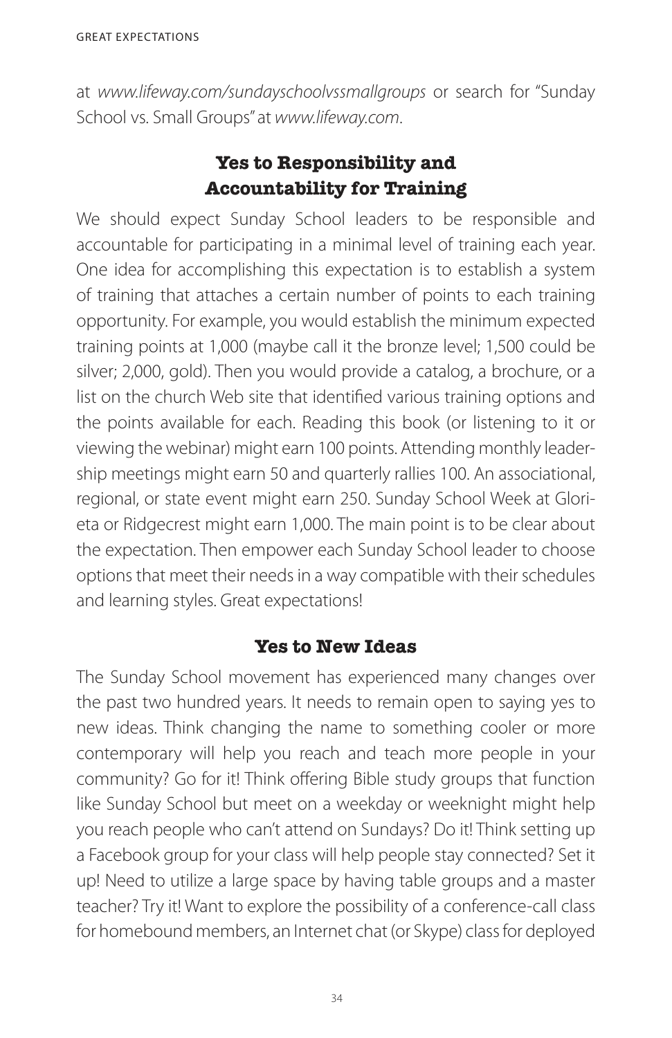at *www.lifeway.com/sundayschoolvssmallgroups* or search for "Sunday School vs. Small Groups" at *www.lifeway.com*.

## Yes to Responsibility and Accountability for Training

We should expect Sunday School leaders to be responsible and accountable for participating in a minimal level of training each year. One idea for accomplishing this expectation is to establish a system of training that attaches a certain number of points to each training opportunity. For example, you would establish the minimum expected training points at 1,000 (maybe call it the bronze level; 1,500 could be silver; 2,000, gold). Then you would provide a catalog, a brochure, or a list on the church Web site that identified various training options and the points available for each. Reading this book (or listening to it or viewing the webinar) might earn 100 points. Attending monthly leadership meetings might earn 50 and quarterly rallies 100. An associational, regional, or state event might earn 250. Sunday School Week at Glorieta or Ridgecrest might earn 1,000. The main point is to be clear about the expectation. Then empower each Sunday School leader to choose options that meet their needs in a way compatible with their schedules and learning styles. Great expectations!

## Yes to New Ideas

The Sunday School movement has experienced many changes over the past two hundred years. It needs to remain open to saying yes to new ideas. Think changing the name to something cooler or more contemporary will help you reach and teach more people in your community? Go for it! Think offering Bible study groups that function like Sunday School but meet on a weekday or weeknight might help you reach people who can't attend on Sundays? Do it! Think setting up a Facebook group for your class will help people stay connected? Set it up! Need to utilize a large space by having table groups and a master teacher? Try it! Want to explore the possibility of a conference-call class for homebound members, an Internet chat (or Skype) class for deployed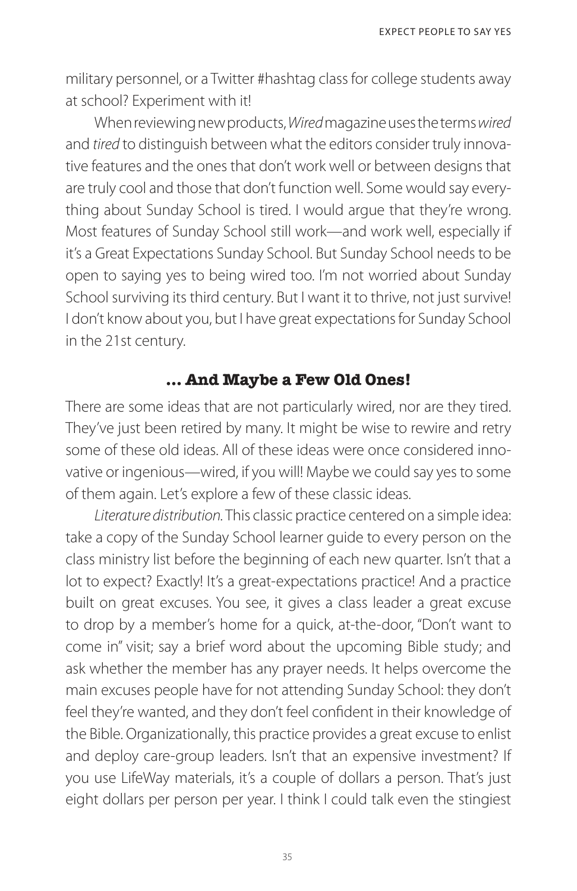military personnel, or a Twitter #hashtag class for college students away at school? Experiment with it!

When reviewing new products, *Wired* magazine uses the terms *wired* and *tired* to distinguish between what the editors consider truly innovative features and the ones that don't work well or between designs that are truly cool and those that don't function well. Some would say everything about Sunday School is tired. I would argue that they're wrong. Most features of Sunday School still work—and work well, especially if it's a Great Expectations Sunday School. But Sunday School needs to be open to saying yes to being wired too. I'm not worried about Sunday School surviving its third century. But I want it to thrive, not just survive! I don't know about you, but I have great expectations for Sunday School in the 21st century.

## … And Maybe a Few Old Ones!

There are some ideas that are not particularly wired, nor are they tired. They've just been retired by many. It might be wise to rewire and retry some of these old ideas. All of these ideas were once considered innovative or ingenious—wired, if you will! Maybe we could say yes to some of them again. Let's explore a few of these classic ideas.

*Literature distribution.* This classic practice centered on a simple idea: take a copy of the Sunday School learner guide to every person on the class ministry list before the beginning of each new quarter. Isn't that a lot to expect? Exactly! It's a great-expectations practice! And a practice built on great excuses. You see, it gives a class leader a great excuse to drop by a member's home for a quick, at-the-door, "Don't want to come in" visit; say a brief word about the upcoming Bible study; and ask whether the member has any prayer needs. It helps overcome the main excuses people have for not attending Sunday School: they don't feel they're wanted, and they don't feel confident in their knowledge of the Bible. Organizationally, this practice provides a great excuse to enlist and deploy care-group leaders. Isn't that an expensive investment? If you use LifeWay materials, it's a couple of dollars a person. That's just eight dollars per person per year. I think I could talk even the stingiest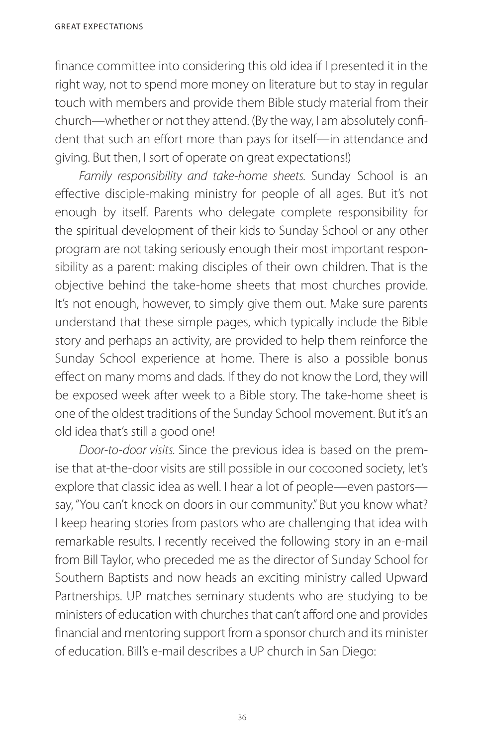finance committee into considering this old idea if I presented it in the right way, not to spend more money on literature but to stay in regular touch with members and provide them Bible study material from their church—whether or not they attend. (By the way, I am absolutely confident that such an effort more than pays for itself—in attendance and giving. But then, I sort of operate on great expectations!)

*Family responsibility and take-home sheets.* Sunday School is an effective disciple-making ministry for people of all ages. But it's not enough by itself. Parents who delegate complete responsibility for the spiritual development of their kids to Sunday School or any other program are not taking seriously enough their most important responsibility as a parent: making disciples of their own children. That is the objective behind the take-home sheets that most churches provide. It's not enough, however, to simply give them out. Make sure parents understand that these simple pages, which typically include the Bible story and perhaps an activity, are provided to help them reinforce the Sunday School experience at home. There is also a possible bonus effect on many moms and dads. If they do not know the Lord, they will be exposed week after week to a Bible story. The take-home sheet is one of the oldest traditions of the Sunday School movement. But it's an old idea that's still a good one!

*Door-to-door visits.* Since the previous idea is based on the premise that at-the-door visits are still possible in our cocooned society, let's explore that classic idea as well. I hear a lot of people—even pastors—say, "You can't knock on doors in our community." But you know what? I keep hearing stories from pastors who are challenging that idea with remarkable results. I recently received the following story in an e-mail from Bill Taylor, who preceded me as the director of Sunday School for Southern Baptists and now heads an exciting ministry called Upward Partnerships. UP matches seminary students who are studying to be ministers of education with churches that can't afford one and provides financial and mentoring support from a sponsor church and its minister of education. Bill's e-mail describes a UP church in San Diego: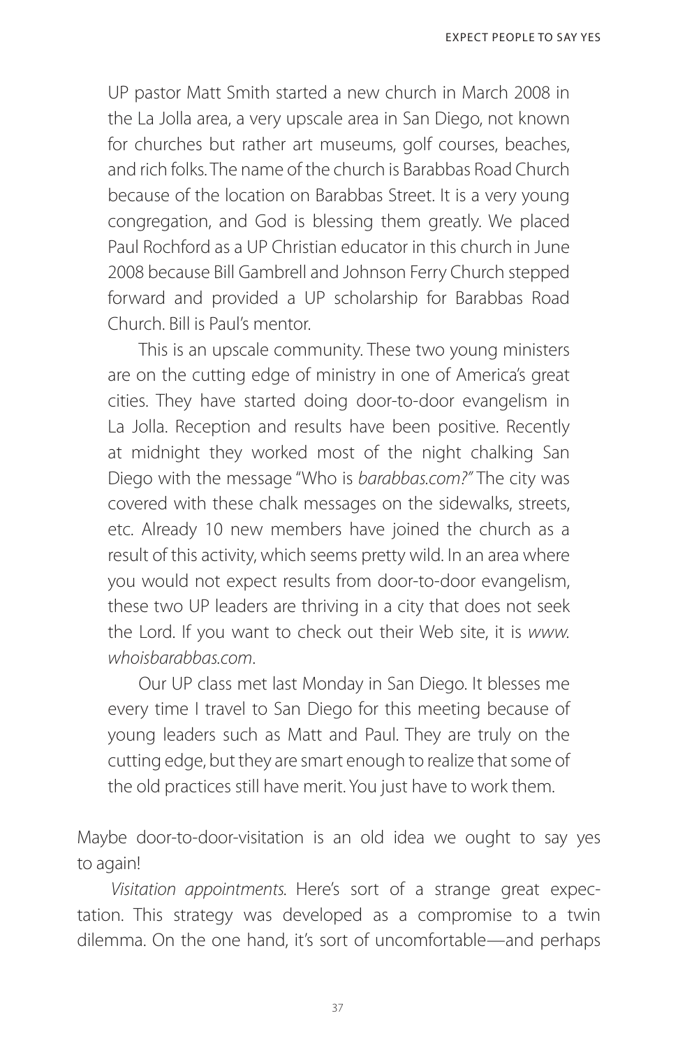> UP pastor Matt Smith started a new church in March 2008 in the La Jolla area, a very upscale area in San Diego, not known for churches but rather art museums, golf courses, beaches, and rich folks. The name of the church is Barabbas Road Church because of the location on Barabbas Street. It is a very young congregation, and God is blessing them greatly. We placed Paul Rochford as a UP Christian educator in this church in June 2008 because Bill Gambrell and Johnson Ferry Church stepped forward and provided a UP scholarship for Barabbas Road Church. Bill is Paul's mentor.
>
> This is an upscale community. These two young ministers are on the cutting edge of ministry in one of America's great cities. They have started doing door-to-door evangelism in La Jolla. Reception and results have been positive. Recently at midnight they worked most of the night chalking San Diego with the message "Who is *barabbas.com?"* The city was covered with these chalk messages on the sidewalks, streets, etc. Already 10 new members have joined the church as a result of this activity, which seems pretty wild. In an area where you would not expect results from door-to-door evangelism, these two UP leaders are thriving in a city that does not seek the Lord. If you want to check out their Web site, it is *www.whoisbarabbas.com*.
>
> Our UP class met last Monday in San Diego. It blesses me every time I travel to San Diego for this meeting because of young leaders such as Matt and Paul. They are truly on the cutting edge, but they are smart enough to realize that some of the old practices still have merit. You just have to work them.

Maybe door-to-door-visitation is an old idea we ought to say yes to again!

*Visitation appointments.* Here's sort of a strange great expectation. This strategy was developed as a compromise to a twin dilemma. On the one hand, it's sort of uncomfortable—and perhaps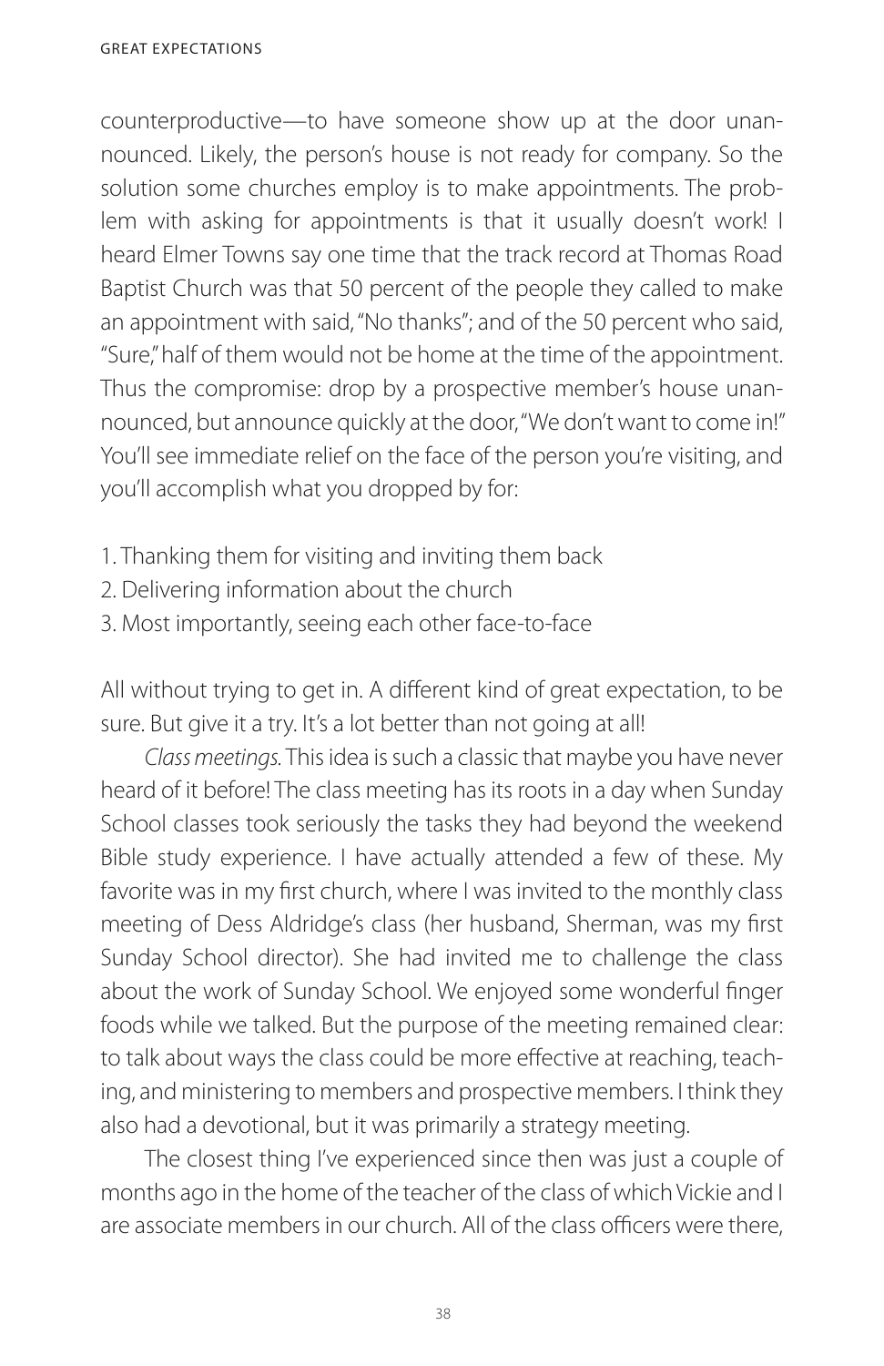counterproductive—to have someone show up at the door unannounced. Likely, the person's house is not ready for company. So the solution some churches employ is to make appointments. The problem with asking for appointments is that it usually doesn't work! I heard Elmer Towns say one time that the track record at Thomas Road Baptist Church was that 50 percent of the people they called to make an appointment with said, "No thanks"; and of the 50 percent who said, "Sure," half of them would not be home at the time of the appointment. Thus the compromise: drop by a prospective member's house unannounced, but announce quickly at the door, "We don't want to come in!" You'll see immediate relief on the face of the person you're visiting, and you'll accomplish what you dropped by for:

1. Thanking them for visiting and inviting them back
2. Delivering information about the church
3. Most importantly, seeing each other face-to-face

All without trying to get in. A different kind of great expectation, to be sure. But give it a try. It's a lot better than not going at all!

*Class meetings.* This idea is such a classic that maybe you have never heard of it before! The class meeting has its roots in a day when Sunday School classes took seriously the tasks they had beyond the weekend Bible study experience. I have actually attended a few of these. My favorite was in my first church, where I was invited to the monthly class meeting of Dess Aldridge's class (her husband, Sherman, was my first Sunday School director). She had invited me to challenge the class about the work of Sunday School. We enjoyed some wonderful finger foods while we talked. But the purpose of the meeting remained clear: to talk about ways the class could be more effective at reaching, teaching, and ministering to members and prospective members. I think they also had a devotional, but it was primarily a strategy meeting.

The closest thing I've experienced since then was just a couple of months ago in the home of the teacher of the class of which Vickie and I are associate members in our church. All of the class officers were there,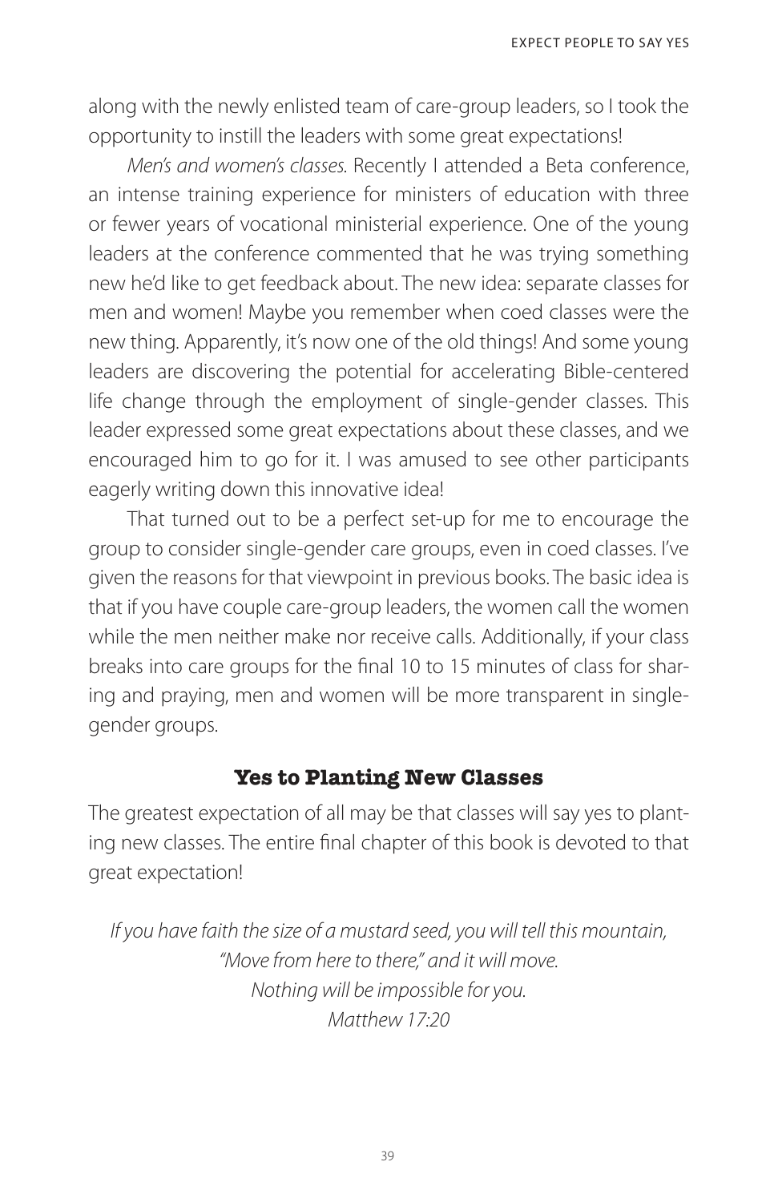along with the newly enlisted team of care-group leaders, so I took the opportunity to instill the leaders with some great expectations!

*Men's and women's classes.* Recently I attended a Beta conference, an intense training experience for ministers of education with three or fewer years of vocational ministerial experience. One of the young leaders at the conference commented that he was trying something new he'd like to get feedback about. The new idea: separate classes for men and women! Maybe you remember when coed classes were the new thing. Apparently, it's now one of the old things! And some young leaders are discovering the potential for accelerating Bible-centered life change through the employment of single-gender classes. This leader expressed some great expectations about these classes, and we encouraged him to go for it. I was amused to see other participants eagerly writing down this innovative idea!

That turned out to be a perfect set-up for me to encourage the group to consider single-gender care groups, even in coed classes. I've given the reasons for that viewpoint in previous books. The basic idea is that if you have couple care-group leaders, the women call the women while the men neither make nor receive calls. Additionally, if your class breaks into care groups for the final 10 to 15 minutes of class for sharing and praying, men and women will be more transparent in single-gender groups.

## Yes to Planting New Classes

The greatest expectation of all may be that classes will say yes to planting new classes. The entire final chapter of this book is devoted to that great expectation!

*If you have faith the size of a mustard seed, you will tell this mountain,*
*"Move from here to there," and it will move.*
*Nothing will be impossible for you.*
*Matthew 17:20*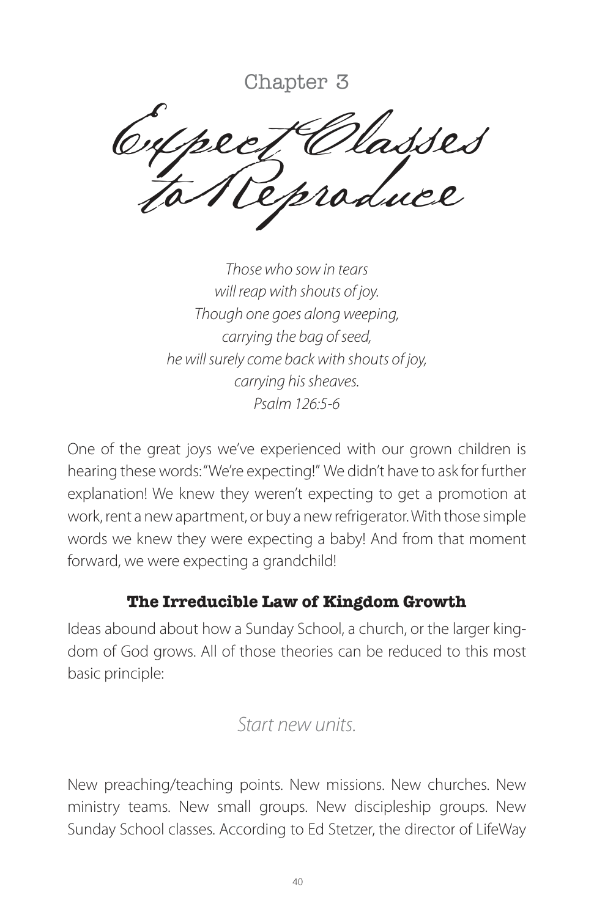Chapter 3

# Expect Classes to Reproduce

*Those who sow in tears*
*will reap with shouts of joy.*
*Though one goes along weeping,*
*carrying the bag of seed,*
*he will surely come back with shouts of joy,*
*carrying his sheaves.*
*Psalm 126:5-6*

One of the great joys we've experienced with our grown children is hearing these words: "We're expecting!" We didn't have to ask for further explanation! We knew they weren't expecting to get a promotion at work, rent a new apartment, or buy a new refrigerator. With those simple words we knew they were expecting a baby! And from that moment forward, we were expecting a grandchild!

## The Irreducible Law of Kingdom Growth

Ideas abound about how a Sunday School, a church, or the larger kingdom of God grows. All of those theories can be reduced to this most basic principle:

*Start new units.*

New preaching/teaching points. New missions. New churches. New ministry teams. New small groups. New discipleship groups. New Sunday School classes. According to Ed Stetzer, the director of LifeWay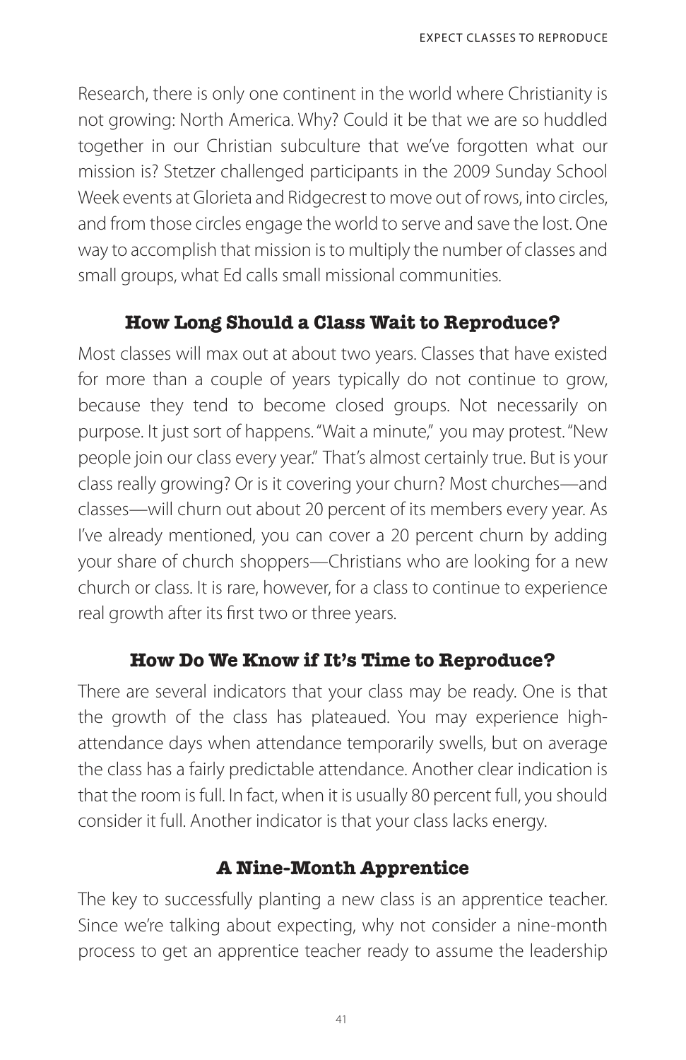Research, there is only one continent in the world where Christianity is not growing: North America. Why? Could it be that we are so huddled together in our Christian subculture that we've forgotten what our mission is? Stetzer challenged participants in the 2009 Sunday School Week events at Glorieta and Ridgecrest to move out of rows, into circles, and from those circles engage the world to serve and save the lost. One way to accomplish that mission is to multiply the number of classes and small groups, what Ed calls small missional communities.

### How Long Should a Class Wait to Reproduce?

Most classes will max out at about two years. Classes that have existed for more than a couple of years typically do not continue to grow, because they tend to become closed groups. Not necessarily on purpose. It just sort of happens. "Wait a minute," you may protest. "New people join our class every year." That's almost certainly true. But is your class really growing? Or is it covering your churn? Most churches—and classes—will churn out about 20 percent of its members every year. As I've already mentioned, you can cover a 20 percent churn by adding your share of church shoppers—Christians who are looking for a new church or class. It is rare, however, for a class to continue to experience real growth after its first two or three years.

### How Do We Know if It's Time to Reproduce?

There are several indicators that your class may be ready. One is that the growth of the class has plateaued. You may experience high-attendance days when attendance temporarily swells, but on average the class has a fairly predictable attendance. Another clear indication is that the room is full. In fact, when it is usually 80 percent full, you should consider it full. Another indicator is that your class lacks energy.

### A Nine-Month Apprentice

The key to successfully planting a new class is an apprentice teacher. Since we're talking about expecting, why not consider a nine-month process to get an apprentice teacher ready to assume the leadership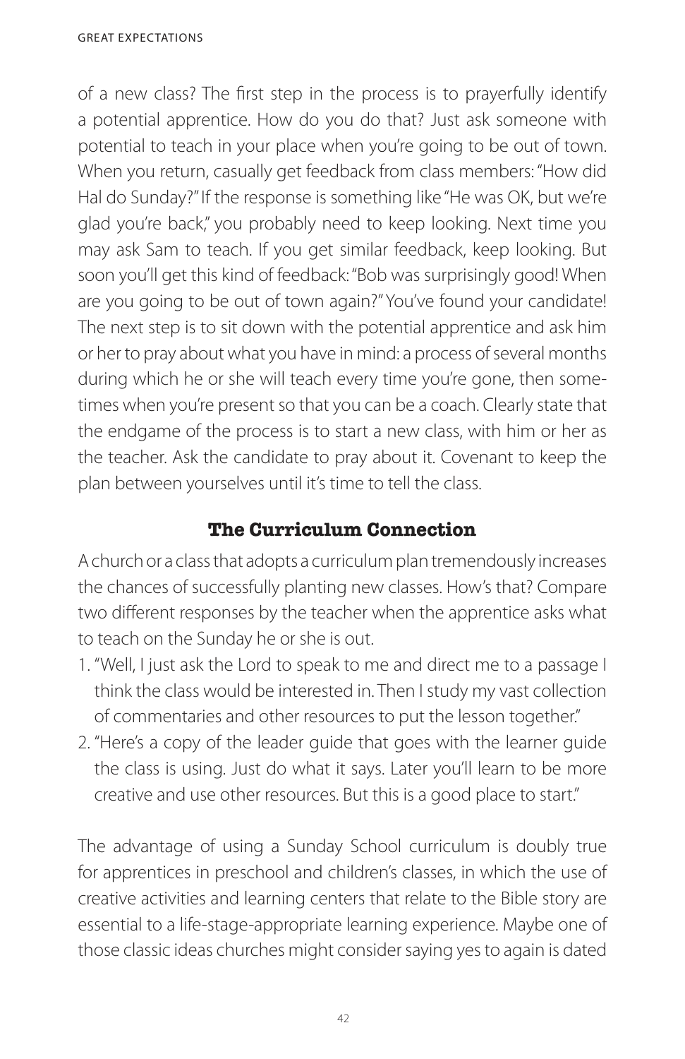of a new class? The first step in the process is to prayerfully identify a potential apprentice. How do you do that? Just ask someone with potential to teach in your place when you're going to be out of town. When you return, casually get feedback from class members: "How did Hal do Sunday?" If the response is something like "He was OK, but we're glad you're back," you probably need to keep looking. Next time you may ask Sam to teach. If you get similar feedback, keep looking. But soon you'll get this kind of feedback: "Bob was surprisingly good! When are you going to be out of town again?" You've found your candidate! The next step is to sit down with the potential apprentice and ask him or her to pray about what you have in mind: a process of several months during which he or she will teach every time you're gone, then sometimes when you're present so that you can be a coach. Clearly state that the endgame of the process is to start a new class, with him or her as the teacher. Ask the candidate to pray about it. Covenant to keep the plan between yourselves until it's time to tell the class.

## The Curriculum Connection

A church or a class that adopts a curriculum plan tremendously increases the chances of successfully planting new classes. How's that? Compare two different responses by the teacher when the apprentice asks what to teach on the Sunday he or she is out.

1. "Well, I just ask the Lord to speak to me and direct me to a passage I think the class would be interested in. Then I study my vast collection of commentaries and other resources to put the lesson together."
2. "Here's a copy of the leader guide that goes with the learner guide the class is using. Just do what it says. Later you'll learn to be more creative and use other resources. But this is a good place to start."

The advantage of using a Sunday School curriculum is doubly true for apprentices in preschool and children's classes, in which the use of creative activities and learning centers that relate to the Bible story are essential to a life-stage-appropriate learning experience. Maybe one of those classic ideas churches might consider saying yes to again is dated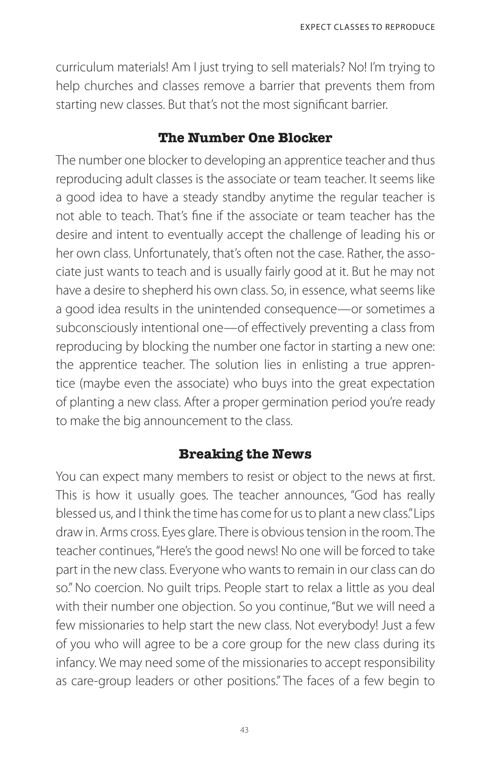curriculum materials! Am I just trying to sell materials? No! I'm trying to help churches and classes remove a barrier that prevents them from starting new classes. But that's not the most significant barrier.

### The Number One Blocker

The number one blocker to developing an apprentice teacher and thus reproducing adult classes is the associate or team teacher. It seems like a good idea to have a steady standby anytime the regular teacher is not able to teach. That's fine if the associate or team teacher has the desire and intent to eventually accept the challenge of leading his or her own class. Unfortunately, that's often not the case. Rather, the associate just wants to teach and is usually fairly good at it. But he may not have a desire to shepherd his own class. So, in essence, what seems like a good idea results in the unintended consequence—or sometimes a subconsciously intentional one—of effectively preventing a class from reproducing by blocking the number one factor in starting a new one: the apprentice teacher. The solution lies in enlisting a true apprentice (maybe even the associate) who buys into the great expectation of planting a new class. After a proper germination period you're ready to make the big announcement to the class.

### Breaking the News

You can expect many members to resist or object to the news at first. This is how it usually goes. The teacher announces, "God has really blessed us, and I think the time has come for us to plant a new class." Lips draw in. Arms cross. Eyes glare. There is obvious tension in the room. The teacher continues, "Here's the good news! No one will be forced to take part in the new class. Everyone who wants to remain in our class can do so." No coercion. No guilt trips. People start to relax a little as you deal with their number one objection. So you continue, "But we will need a few missionaries to help start the new class. Not everybody! Just a few of you who will agree to be a core group for the new class during its infancy. We may need some of the missionaries to accept responsibility as care-group leaders or other positions." The faces of a few begin to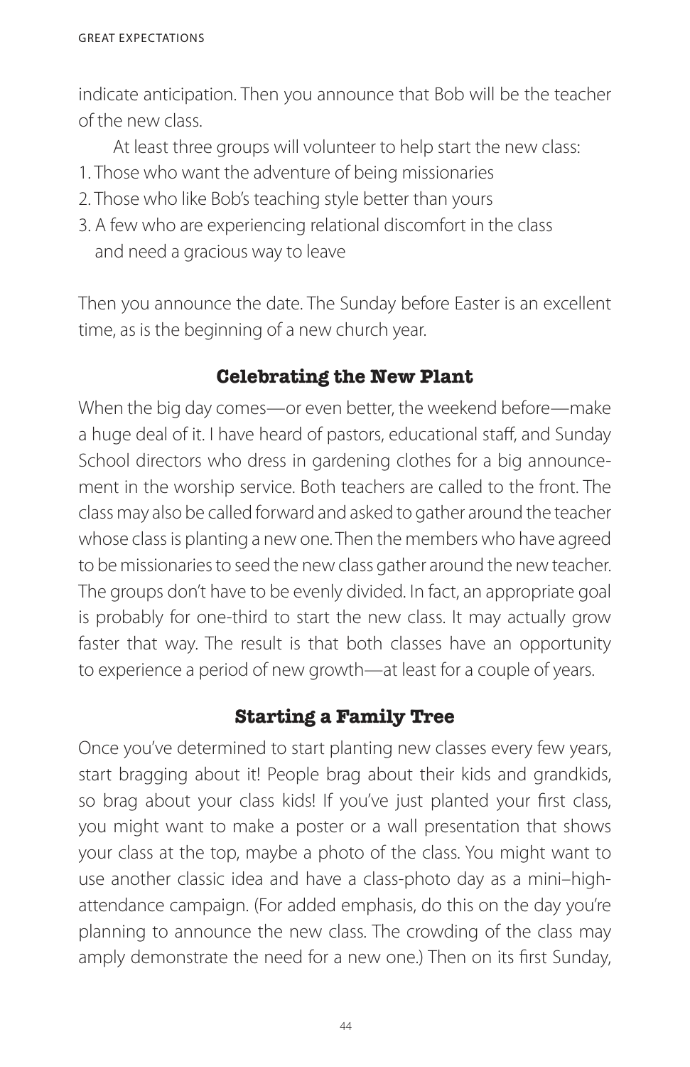indicate anticipation. Then you announce that Bob will be the teacher of the new class.

At least three groups will volunteer to help start the new class:

1. Those who want the adventure of being missionaries
2. Those who like Bob's teaching style better than yours
3. A few who are experiencing relational discomfort in the class and need a gracious way to leave

Then you announce the date. The Sunday before Easter is an excellent time, as is the beginning of a new church year.

### Celebrating the New Plant

When the big day comes—or even better, the weekend before—make a huge deal of it. I have heard of pastors, educational staff, and Sunday School directors who dress in gardening clothes for a big announcement in the worship service. Both teachers are called to the front. The class may also be called forward and asked to gather around the teacher whose class is planting a new one. Then the members who have agreed to be missionaries to seed the new class gather around the new teacher. The groups don't have to be evenly divided. In fact, an appropriate goal is probably for one-third to start the new class. It may actually grow faster that way. The result is that both classes have an opportunity to experience a period of new growth—at least for a couple of years.

### Starting a Family Tree

Once you've determined to start planting new classes every few years, start bragging about it! People brag about their kids and grandkids, so brag about your class kids! If you've just planted your first class, you might want to make a poster or a wall presentation that shows your class at the top, maybe a photo of the class. You might want to use another classic idea and have a class-photo day as a mini–high-attendance campaign. (For added emphasis, do this on the day you're planning to announce the new class. The crowding of the class may amply demonstrate the need for a new one.) Then on its first Sunday,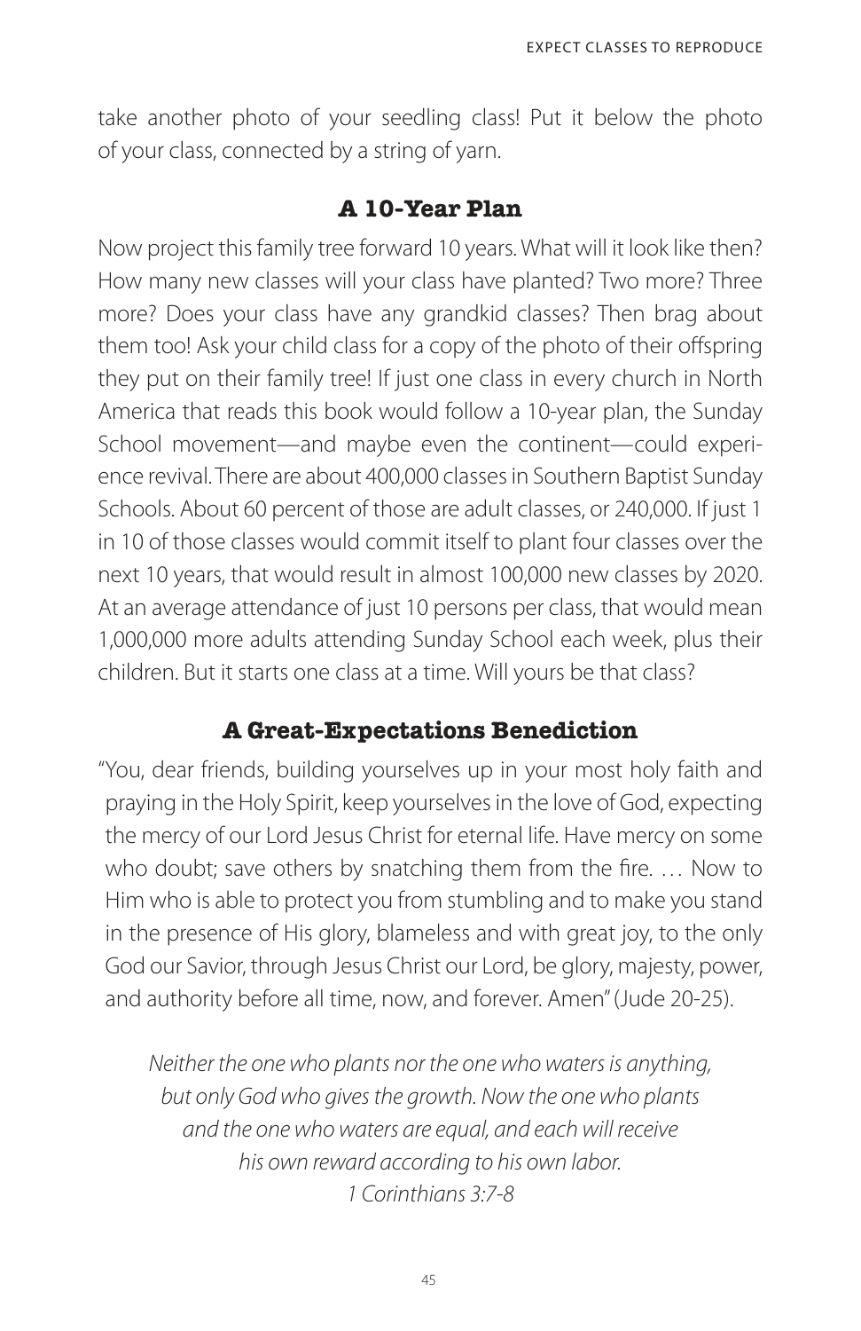take another photo of your seedling class! Put it below the photo of your class, connected by a string of yarn.

## A 10-Year Plan

Now project this family tree forward 10 years. What will it look like then? How many new classes will your class have planted? Two more? Three more? Does your class have any grandkid classes? Then brag about them too! Ask your child class for a copy of the photo of their offspring they put on their family tree! If just one class in every church in North America that reads this book would follow a 10-year plan, the Sunday School movement—and maybe even the continent—could experience revival. There are about 400,000 classes in Southern Baptist Sunday Schools. About 60 percent of those are adult classes, or 240,000. If just 1 in 10 of those classes would commit itself to plant four classes over the next 10 years, that would result in almost 100,000 new classes by 2020. At an average attendance of just 10 persons per class, that would mean 1,000,000 more adults attending Sunday School each week, plus their children. But it starts one class at a time. Will yours be that class?

## A Great-Expectations Benediction

"You, dear friends, building yourselves up in your most holy faith and praying in the Holy Spirit, keep yourselves in the love of God, expecting the mercy of our Lord Jesus Christ for eternal life. Have mercy on some who doubt; save others by snatching them from the fire. … Now to Him who is able to protect you from stumbling and to make you stand in the presence of His glory, blameless and with great joy, to the only God our Savior, through Jesus Christ our Lord, be glory, majesty, power, and authority before all time, now, and forever. Amen" (Jude 20-25).

*Neither the one who plants nor the one who waters is anything, but only God who gives the growth. Now the one who plants and the one who waters are equal, and each will receive his own reward according to his own labor.*
*1 Corinthians 3:7-8*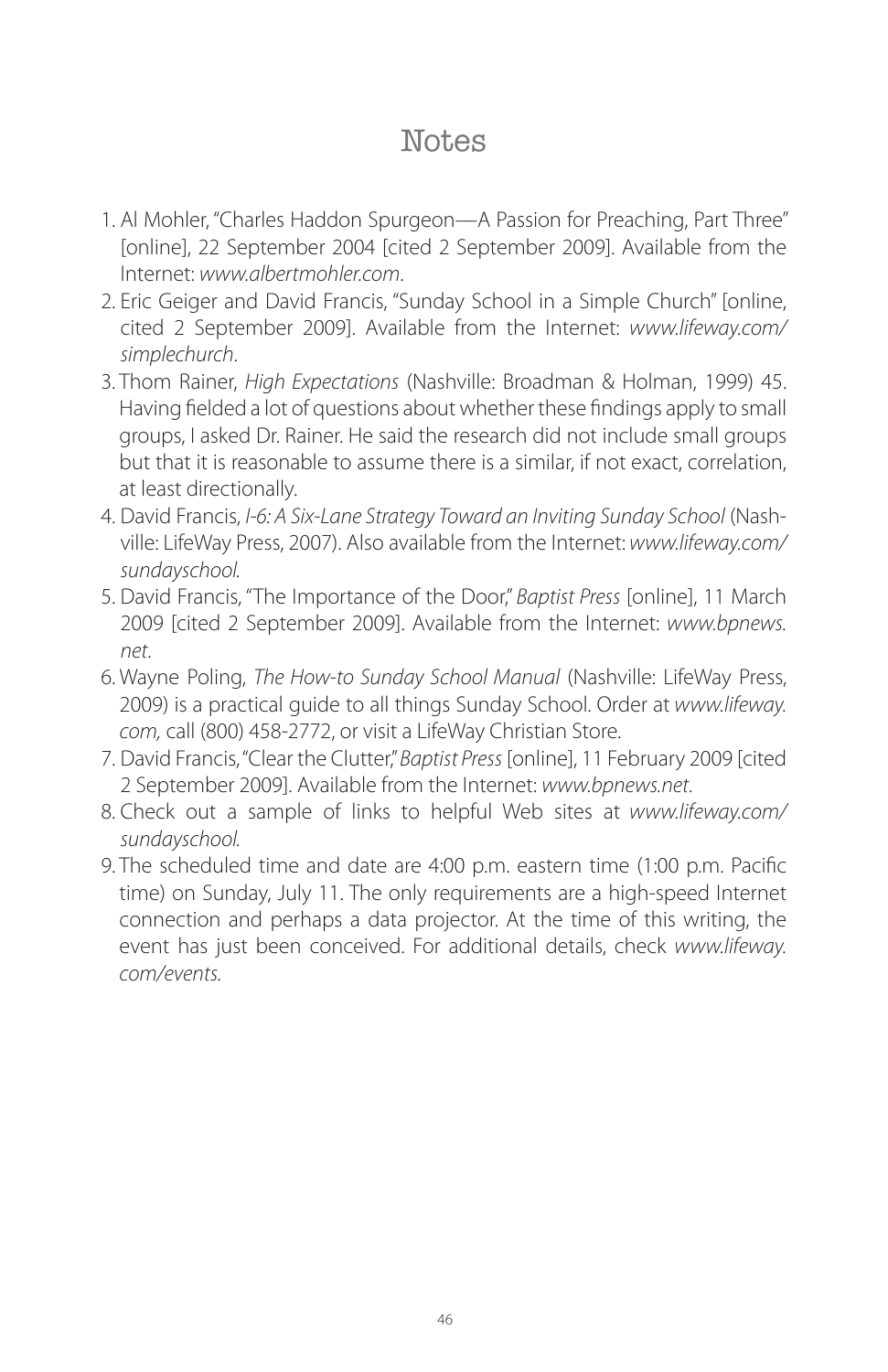# Notes

1. Al Mohler, "Charles Haddon Spurgeon—A Passion for Preaching, Part Three" [online], 22 September 2004 [cited 2 September 2009]. Available from the Internet: *www.albertmohler.com*.
2. Eric Geiger and David Francis, "Sunday School in a Simple Church" [online, cited 2 September 2009]. Available from the Internet: *www.lifeway.com/simplechurch*.
3. Thom Rainer, *High Expectations* (Nashville: Broadman & Holman, 1999) 45. Having fielded a lot of questions about whether these findings apply to small groups, I asked Dr. Rainer. He said the research did not include small groups but that it is reasonable to assume there is a similar, if not exact, correlation, at least directionally.
4. David Francis, *I-6: A Six-Lane Strategy Toward an Inviting Sunday School* (Nashville: LifeWay Press, 2007). Also available from the Internet: *www.lifeway.com/sundayschool.*
5. David Francis, "The Importance of the Door," *Baptist Press* [online], 11 March 2009 [cited 2 September 2009]. Available from the Internet: *www.bpnews.net*.
6. Wayne Poling, *The How-to Sunday School Manual* (Nashville: LifeWay Press, 2009) is a practical guide to all things Sunday School. Order at *www.lifeway.com,* call (800) 458-2772, or visit a LifeWay Christian Store.
7. David Francis, "Clear the Clutter," *Baptist Press* [online], 11 February 2009 [cited 2 September 2009]. Available from the Internet: *www.bpnews.net*.
8. Check out a sample of links to helpful Web sites at *www.lifeway.com/sundayschool.*
9. The scheduled time and date are 4:00 p.m. eastern time (1:00 p.m. Pacific time) on Sunday, July 11. The only requirements are a high-speed Internet connection and perhaps a data projector. At the time of this writing, the event has just been conceived. For additional details, check *www.lifeway.com/events.*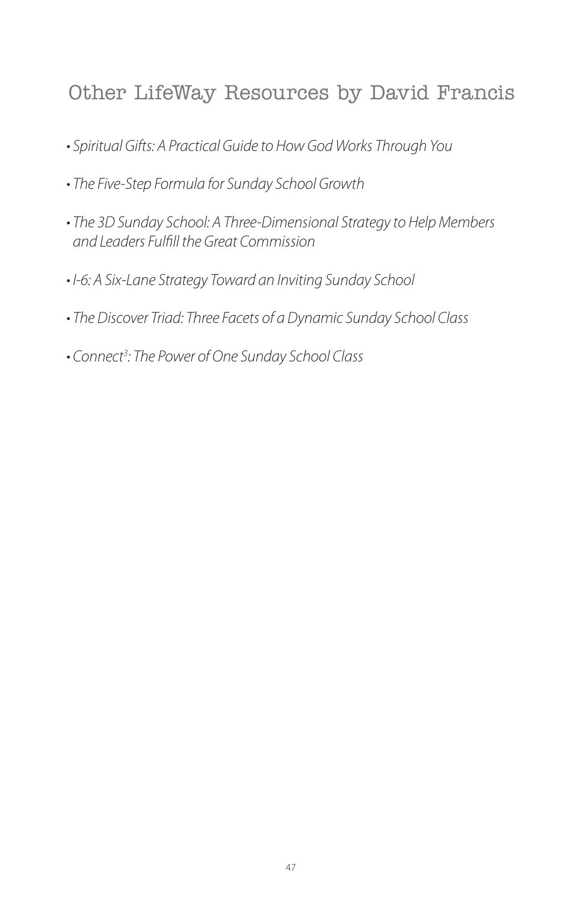# Other LifeWay Resources by David Francis

- *Spiritual Gifts: A Practical Guide to How God Works Through You*
- *The Five-Step Formula for Sunday School Growth*
- *The 3D Sunday School: A Three-Dimensional Strategy to Help Members and Leaders Fulfill the Great Commission*
- *I-6: A Six-Lane Strategy Toward an Inviting Sunday School*
- *The Discover Triad: Three Facets of a Dynamic Sunday School Class*
- *Connect$^3$: The Power of One Sunday School Class*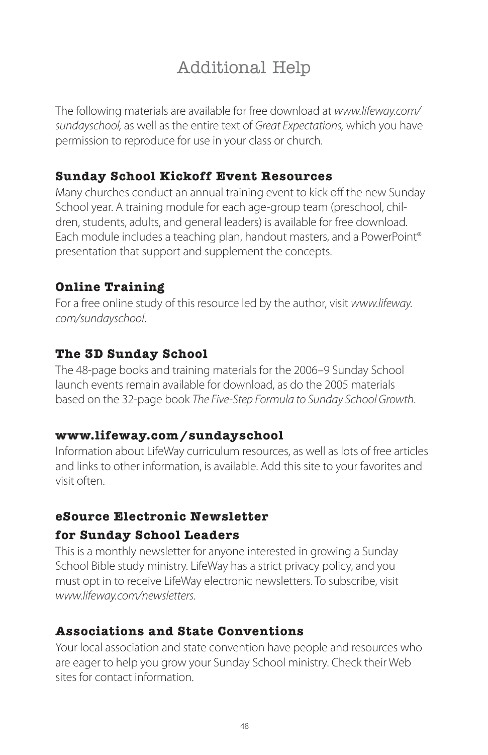# Additional Help

The following materials are available for free download at *www.lifeway.com/sundayschool,* as well as the entire text of *Great Expectations,* which you have permission to reproduce for use in your class or church.

## Sunday School Kickoff Event Resources

Many churches conduct an annual training event to kick off the new Sunday School year. A training module for each age-group team (preschool, children, students, adults, and general leaders) is available for free download. Each module includes a teaching plan, handout masters, and a PowerPoint® presentation that support and supplement the concepts.

## Online Training

For a free online study of this resource led by the author, visit *www.lifeway.com/sundayschool*.

## The 3D Sunday School

The 48-page books and training materials for the 2006–9 Sunday School launch events remain available for download, as do the 2005 materials based on the 32-page book *The Five-Step Formula to Sunday School Growth*.

## www.lifeway.com/sundayschool

Information about LifeWay curriculum resources, as well as lots of free articles and links to other information, is available. Add this site to your favorites and visit often.

## eSource Electronic Newsletter for Sunday School Leaders

This is a monthly newsletter for anyone interested in growing a Sunday School Bible study ministry. LifeWay has a strict privacy policy, and you must opt in to receive LifeWay electronic newsletters. To subscribe, visit *www.lifeway.com/newsletters*.

## Associations and State Conventions

Your local association and state convention have people and resources who are eager to help you grow your Sunday School ministry. Check their Web sites for contact information.